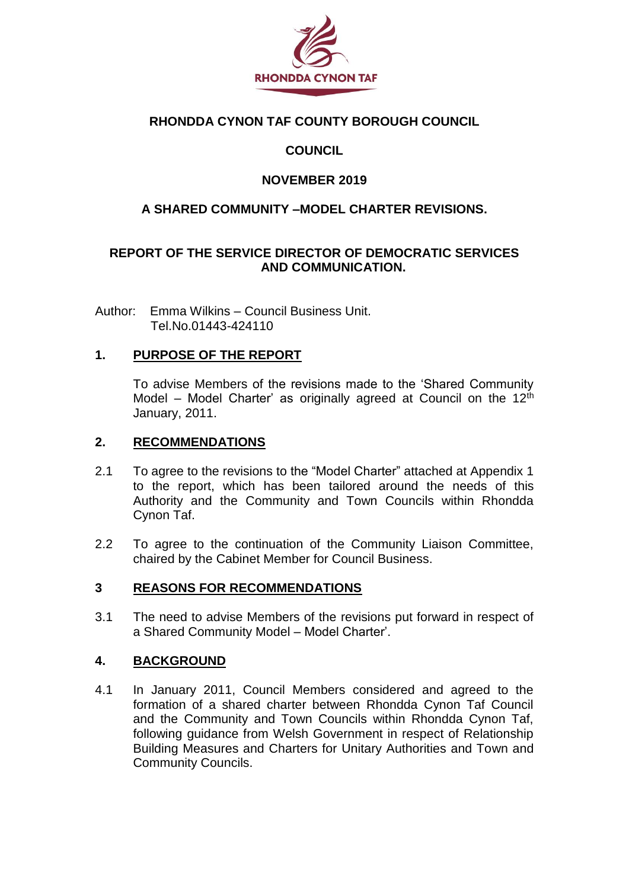RHONDDA CYNON TAF

**RHONDDA CYNON TAF COUNTY BOROUGH COUNCIL**

**COUNCIL**

**NOVEMBER 2019**

**A SHARED COMMUNITY –MODEL CHARTER REVISIONS.**

**REPORT OF THE SERVICE DIRECTOR OF DEMOCRATIC SERVICES AND COMMUNICATION.**

Author: Emma Wilkins – Council Business Unit.
Tel.No.01443-424110

## 1. PURPOSE OF THE REPORT

To advise Members of the revisions made to the 'Shared Community Model – Model Charter' as originally agreed at Council on the 12th January, 2011.

## 2. RECOMMENDATIONS

2.1 To agree to the revisions to the "Model Charter" attached at Appendix 1 to the report, which has been tailored around the needs of this Authority and the Community and Town Councils within Rhondda Cynon Taf.

2.2 To agree to the continuation of the Community Liaison Committee, chaired by the Cabinet Member for Council Business.

## 3 REASONS FOR RECOMMENDATIONS

3.1 The need to advise Members of the revisions put forward in respect of a Shared Community Model – Model Charter'.

## 4. BACKGROUND

4.1 In January 2011, Council Members considered and agreed to the formation of a shared charter between Rhondda Cynon Taf Council and the Community and Town Councils within Rhondda Cynon Taf, following guidance from Welsh Government in respect of Relationship Building Measures and Charters for Unitary Authorities and Town and Community Councils.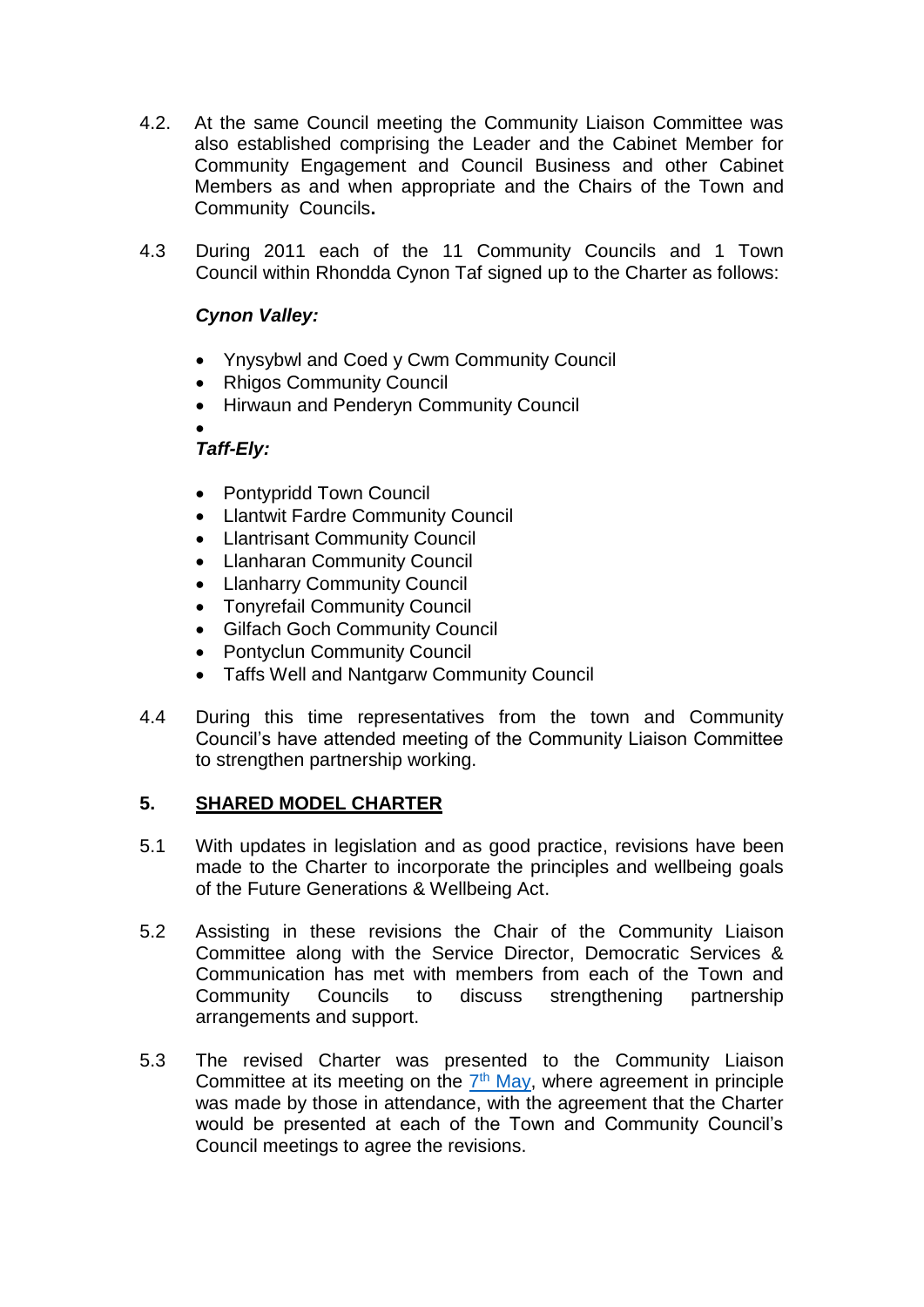4.2. At the same Council meeting the Community Liaison Committee was also established comprising the Leader and the Cabinet Member for Community Engagement and Council Business and other Cabinet Members as and when appropriate and the Chairs of the Town and Community Councils**.**

4.3 During 2011 each of the 11 Community Councils and 1 Town Council within Rhondda Cynon Taf signed up to the Charter as follows:

***Cynon Valley:***

- Ynysybwl and Coed y Cwm Community Council
- Rhigos Community Council
- Hirwaun and Penderyn Community Council
- 

***Taff-Ely:***

- Pontypridd Town Council
- Llantwit Fardre Community Council
- Llantrisant Community Council
- Llanharan Community Council
- Llanharry Community Council
- Tonyrefail Community Council
- Gilfach Goch Community Council
- Pontyclun Community Council
- Taffs Well and Nantgarw Community Council

4.4 During this time representatives from the town and Community Council's have attended meeting of the Community Liaison Committee to strengthen partnership working.

## 5. SHARED MODEL CHARTER

5.1 With updates in legislation and as good practice, revisions have been made to the Charter to incorporate the principles and wellbeing goals of the Future Generations & Wellbeing Act.

5.2 Assisting in these revisions the Chair of the Community Liaison Committee along with the Service Director, Democratic Services & Communication has met with members from each of the Town and Community Councils to discuss strengthening partnership arrangements and support.

5.3 The revised Charter was presented to the Community Liaison Committee at its meeting on the 7th May, where agreement in principle was made by those in attendance, with the agreement that the Charter would be presented at each of the Town and Community Council's Council meetings to agree the revisions.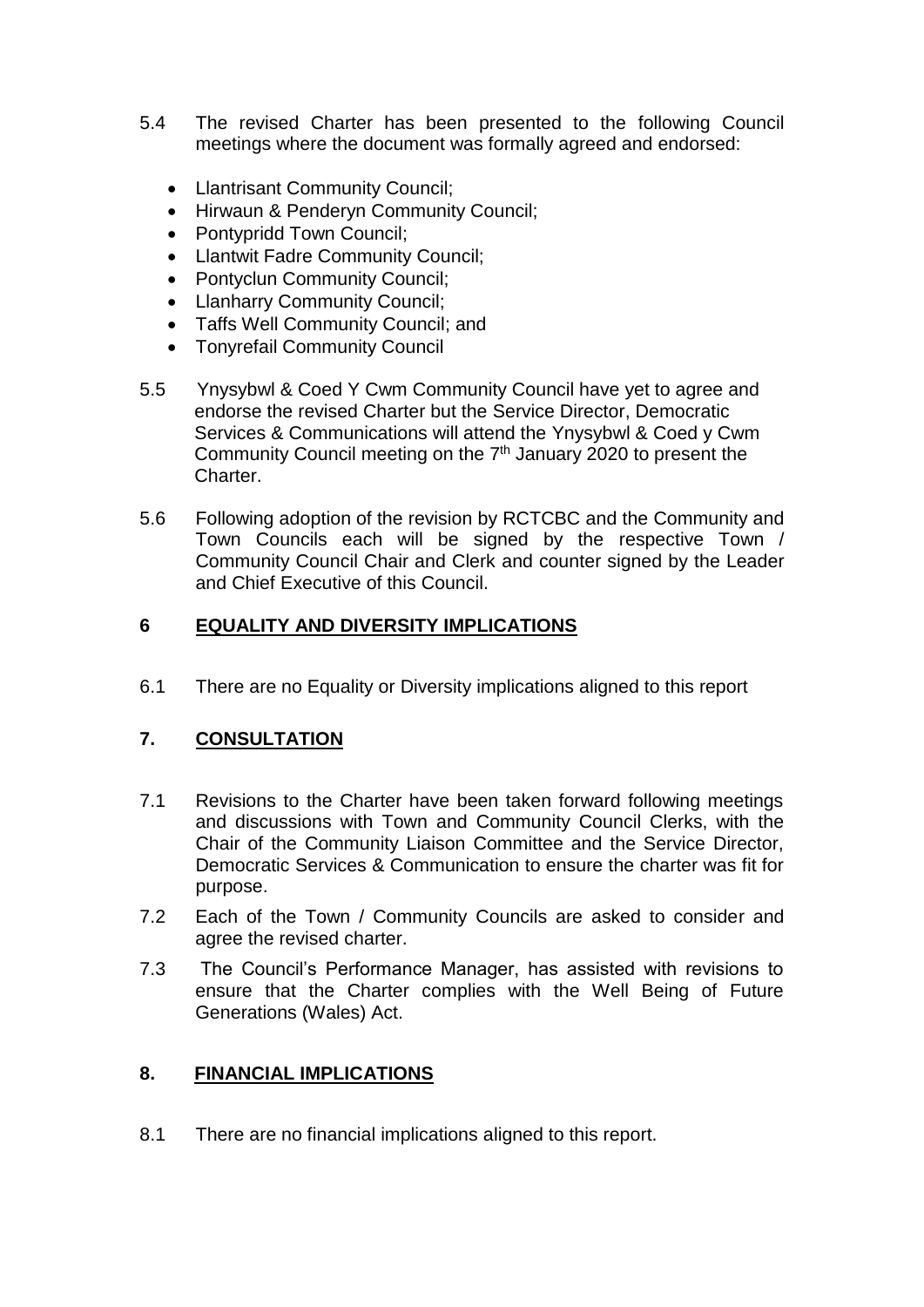5.4 The revised Charter has been presented to the following Council meetings where the document was formally agreed and endorsed:

- Llantrisant Community Council;
- Hirwaun & Penderyn Community Council;
- Pontypridd Town Council;
- Llantwit Fadre Community Council;
- Pontyclun Community Council;
- Llanharry Community Council;
- Taffs Well Community Council; and
- Tonyrefail Community Council

5.5 Ynysybwl & Coed Y Cwm Community Council have yet to agree and endorse the revised Charter but the Service Director, Democratic Services & Communications will attend the Ynysybwl & Coed y Cwm Community Council meeting on the 7th January 2020 to present the Charter.

5.6 Following adoption of the revision by RCTCBC and the Community and Town Councils each will be signed by the respective Town / Community Council Chair and Clerk and counter signed by the Leader and Chief Executive of this Council.

## 6 EQUALITY AND DIVERSITY IMPLICATIONS

6.1 There are no Equality or Diversity implications aligned to this report

## 7. CONSULTATION

7.1 Revisions to the Charter have been taken forward following meetings and discussions with Town and Community Council Clerks, with the Chair of the Community Liaison Committee and the Service Director, Democratic Services & Communication to ensure the charter was fit for purpose.

7.2 Each of the Town / Community Councils are asked to consider and agree the revised charter.

7.3 The Council's Performance Manager, has assisted with revisions to ensure that the Charter complies with the Well Being of Future Generations (Wales) Act.

## 8. FINANCIAL IMPLICATIONS

8.1 There are no financial implications aligned to this report.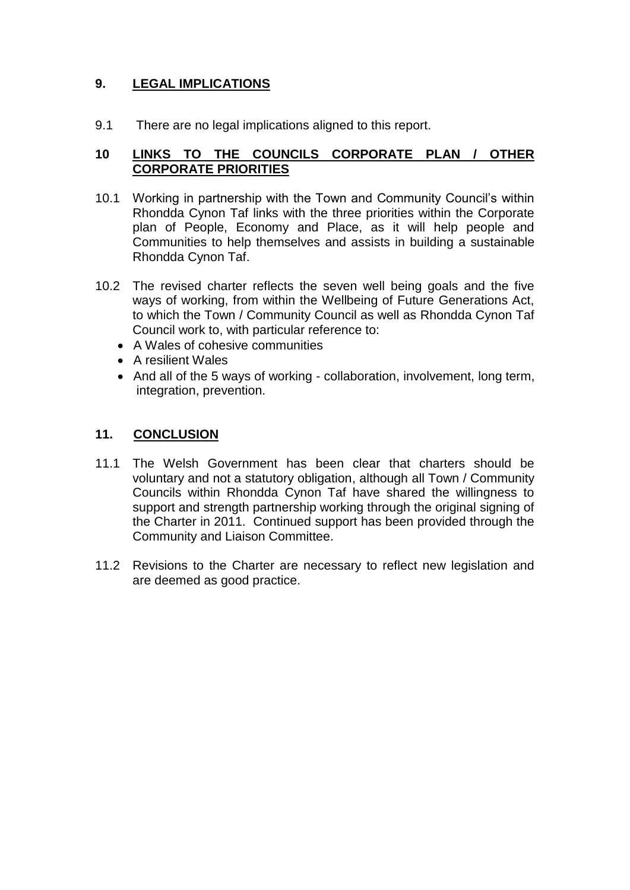## 9. LEGAL IMPLICATIONS

9.1 There are no legal implications aligned to this report.

## 10 LINKS TO THE COUNCILS CORPORATE PLAN / OTHER CORPORATE PRIORITIES

10.1 Working in partnership with the Town and Community Council's within Rhondda Cynon Taf links with the three priorities within the Corporate plan of People, Economy and Place, as it will help people and Communities to help themselves and assists in building a sustainable Rhondda Cynon Taf.

10.2 The revised charter reflects the seven well being goals and the five ways of working, from within the Wellbeing of Future Generations Act, to which the Town / Community Council as well as Rhondda Cynon Taf Council work to, with particular reference to:

- A Wales of cohesive communities
- A resilient Wales
- And all of the 5 ways of working - collaboration, involvement, long term, integration, prevention.

## 11. CONCLUSION

11.1 The Welsh Government has been clear that charters should be voluntary and not a statutory obligation, although all Town / Community Councils within Rhondda Cynon Taf have shared the willingness to support and strength partnership working through the original signing of the Charter in 2011. Continued support has been provided through the Community and Liaison Committee.

11.2 Revisions to the Charter are necessary to reflect new legislation and are deemed as good practice.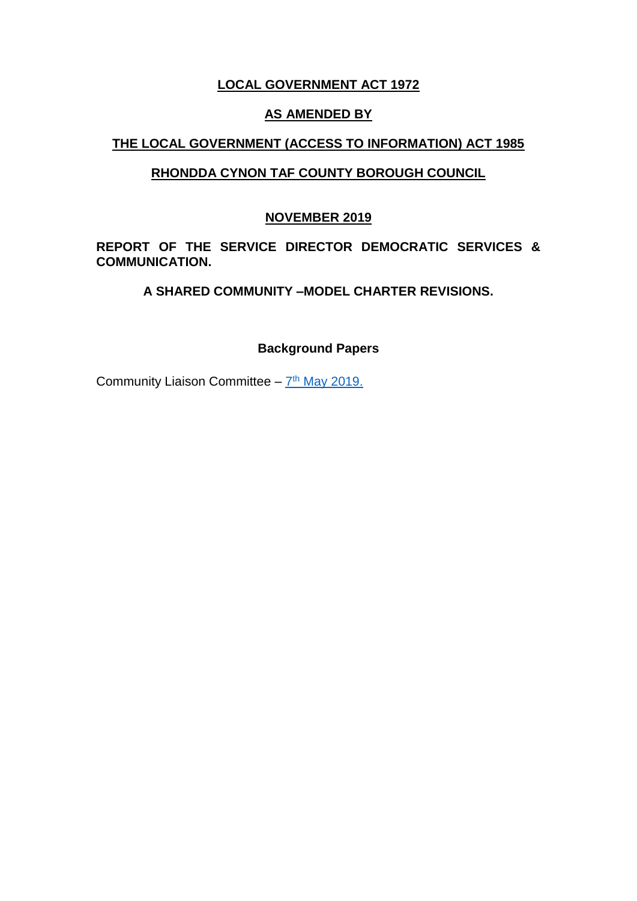**LOCAL GOVERNMENT ACT 1972**

**AS AMENDED BY**

**THE LOCAL GOVERNMENT (ACCESS TO INFORMATION) ACT 1985**

**RHONDDA CYNON TAF COUNTY BOROUGH COUNCIL**

**NOVEMBER 2019**

**REPORT OF THE SERVICE DIRECTOR DEMOCRATIC SERVICES & COMMUNICATION.**

**A SHARED COMMUNITY –MODEL CHARTER REVISIONS.**

**Background Papers**

Community Liaison Committee – 7th May 2019.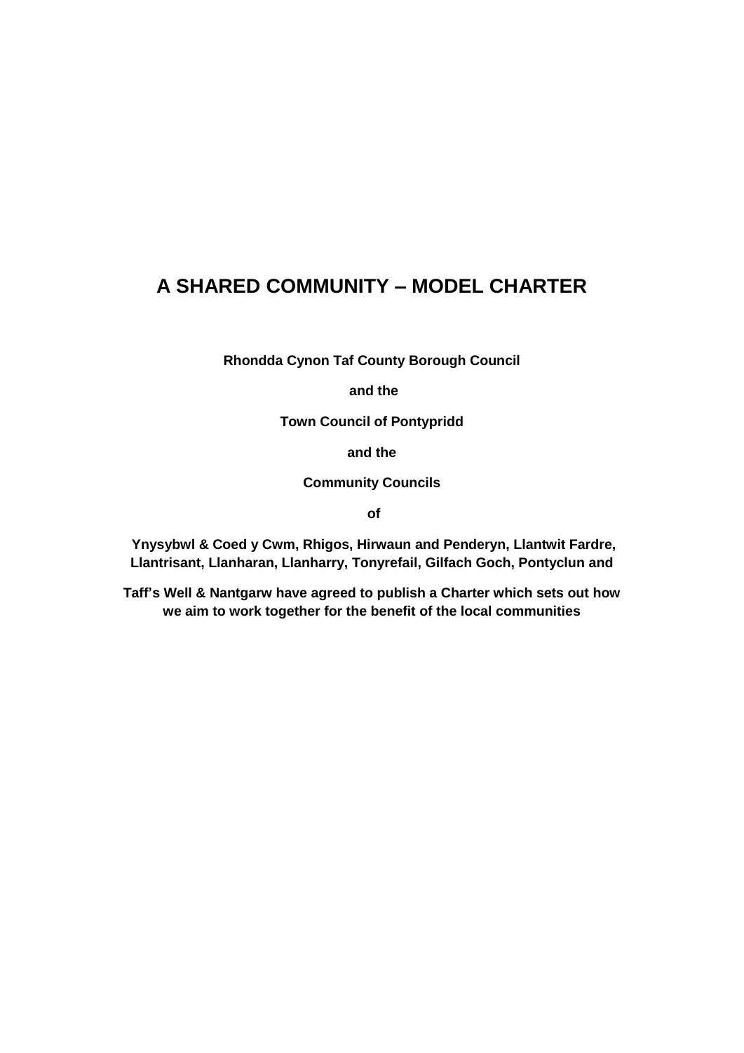# A SHARED COMMUNITY – MODEL CHARTER

**Rhondda Cynon Taf County Borough Council**

**and the**

**Town Council of Pontypridd**

**and the**

**Community Councils**

**of**

**Ynysybwl & Coed y Cwm, Rhigos, Hirwaun and Penderyn, Llantwit Fardre, Llantrisant, Llanharan, Llanharry, Tonyrefail, Gilfach Goch, Pontyclun and**

**Taff's Well & Nantgarw have agreed to publish a Charter which sets out how we aim to work together for the benefit of the local communities**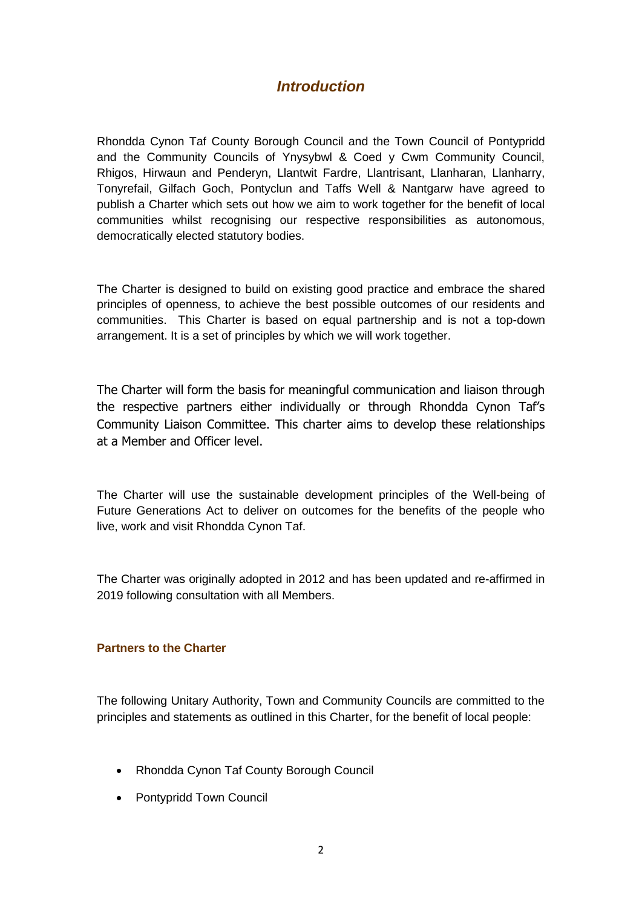## *Introduction*

Rhondda Cynon Taf County Borough Council and the Town Council of Pontypridd and the Community Councils of Ynysybwl & Coed y Cwm Community Council, Rhigos, Hirwaun and Penderyn, Llantwit Fardre, Llantrisant, Llanharan, Llanharry, Tonyrefail, Gilfach Goch, Pontyclun and Taffs Well & Nantgarw have agreed to publish a Charter which sets out how we aim to work together for the benefit of local communities whilst recognising our respective responsibilities as autonomous, democratically elected statutory bodies.

The Charter is designed to build on existing good practice and embrace the shared principles of openness, to achieve the best possible outcomes of our residents and communities. This Charter is based on equal partnership and is not a top-down arrangement. It is a set of principles by which we will work together.

The Charter will form the basis for meaningful communication and liaison through the respective partners either individually or through Rhondda Cynon Taf's Community Liaison Committee. This charter aims to develop these relationships at a Member and Officer level.

The Charter will use the sustainable development principles of the Well-being of Future Generations Act to deliver on outcomes for the benefits of the people who live, work and visit Rhondda Cynon Taf.

The Charter was originally adopted in 2012 and has been updated and re-affirmed in 2019 following consultation with all Members.

### Partners to the Charter

The following Unitary Authority, Town and Community Councils are committed to the principles and statements as outlined in this Charter, for the benefit of local people:

- Rhondda Cynon Taf County Borough Council
- Pontypridd Town Council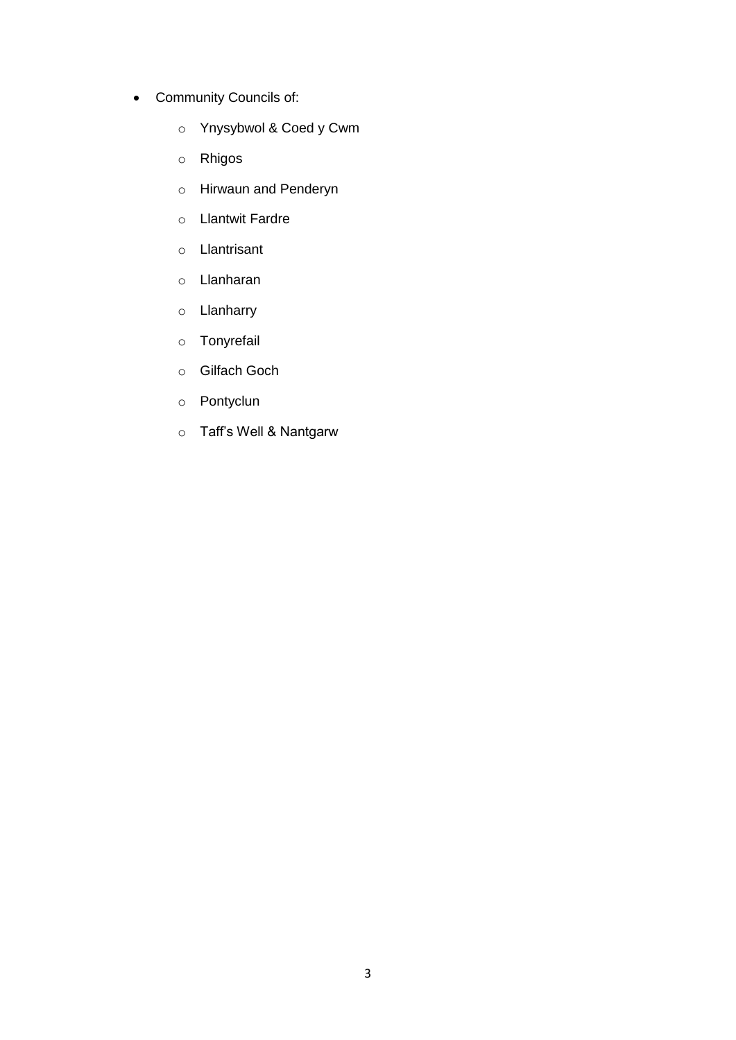- Community Councils of:
    - Ynysybwol & Coed y Cwm
    - Rhigos
    - Hirwaun and Penderyn
    - Llantwit Fardre
    - Llantrisant
    - Llanharan
    - Llanharry
    - Tonyrefail
    - Gilfach Goch
    - Pontyclun
    - Taff's Well & Nantgarw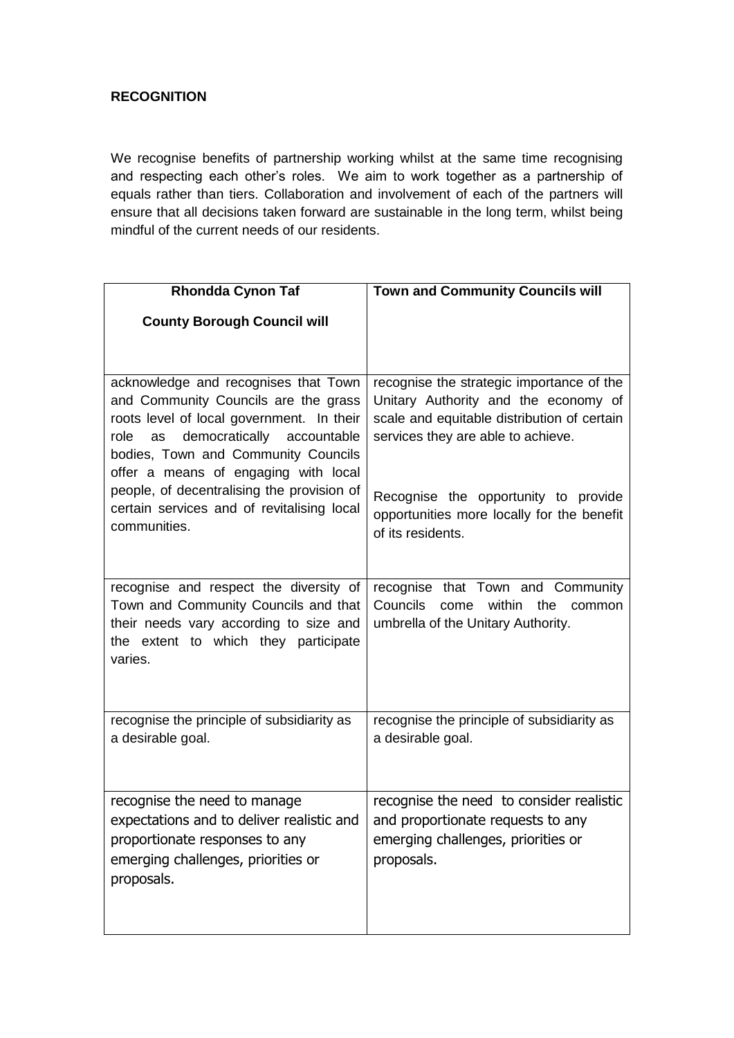**RECOGNITION**

We recognise benefits of partnership working whilst at the same time recognising and respecting each other's roles. We aim to work together as a partnership of equals rather than tiers. Collaboration and involvement of each of the partners will ensure that all decisions taken forward are sustainable in the long term, whilst being mindful of the current needs of our residents.

| Rhondda Cynon Taf County Borough Council will | Town and Community Councils will |
|---|---|
| acknowledge and recognises that Town and Community Councils are the grass roots level of local government. In their role as democratically accountable bodies, Town and Community Councils offer a means of engaging with local people, of decentralising the provision of certain services and of revitalising local communities. | recognise the strategic importance of the Unitary Authority and the economy of scale and equitable distribution of certain services they are able to achieve.<br><br>Recognise the opportunity to provide opportunities more locally for the benefit of its residents. |
| recognise and respect the diversity of Town and Community Councils and that their needs vary according to size and the extent to which they participate varies. | recognise that Town and Community Councils come within the common umbrella of the Unitary Authority. |
| recognise the principle of subsidiarity as a desirable goal. | recognise the principle of subsidiarity as a desirable goal. |
| recognise the need to manage expectations and to deliver realistic and proportionate responses to any emerging challenges, priorities or proposals. | recognise the need to consider realistic and proportionate requests to any emerging challenges, priorities or proposals. |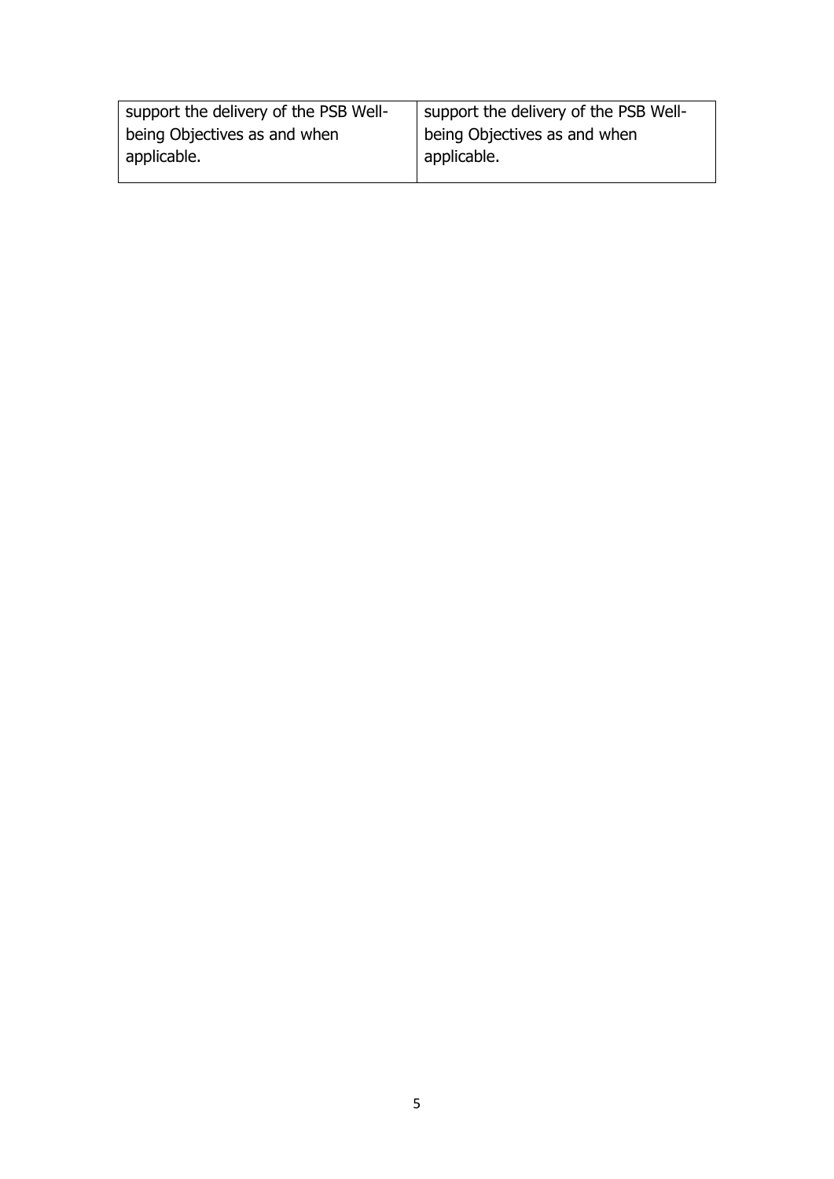| support the delivery of the PSB Well-being Objectives as and when applicable. | support the delivery of the PSB Well-being Objectives as and when applicable. |
|---|---|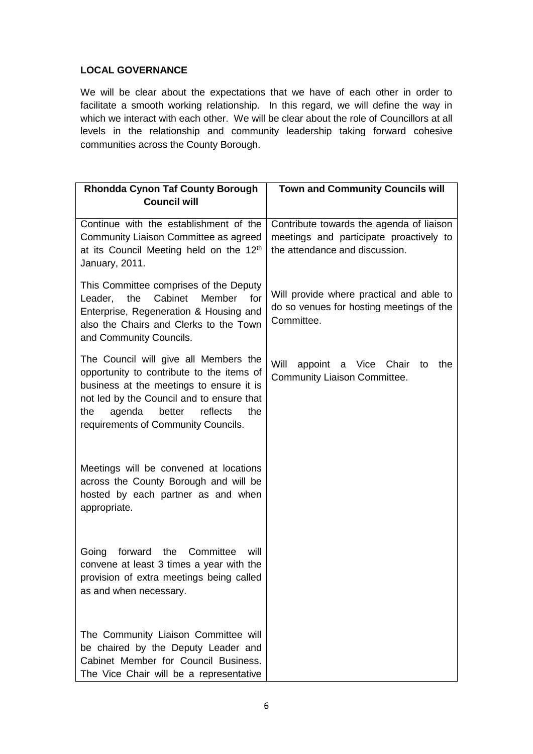**LOCAL GOVERNANCE**

We will be clear about the expectations that we have of each other in order to facilitate a smooth working relationship. In this regard, we will define the way in which we interact with each other. We will be clear about the role of Councillors at all levels in the relationship and community leadership taking forward cohesive communities across the County Borough.

| Rhondda Cynon Taf County Borough Council will | Town and Community Councils will |
|---|---|
| Continue with the establishment of the Community Liaison Committee as agreed at its Council Meeting held on the 12th January, 2011. | Contribute towards the agenda of liaison meetings and participate proactively to the attendance and discussion. |
| This Committee comprises of the Deputy Leader, the Cabinet Member for Enterprise, Regeneration & Housing and also the Chairs and Clerks to the Town and Community Councils. | Will provide where practical and able to do so venues for hosting meetings of the Committee. |
| The Council will give all Members the opportunity to contribute to the items of business at the meetings to ensure it is not led by the Council and to ensure that the agenda better reflects the requirements of Community Councils. | Will appoint a Vice Chair to the Community Liaison Committee. |
| Meetings will be convened at locations across the County Borough and will be hosted by each partner as and when appropriate. | |
| Going forward the Committee will convene at least 3 times a year with the provision of extra meetings being called as and when necessary. | |
| The Community Liaison Committee will be chaired by the Deputy Leader and Cabinet Member for Council Business. The Vice Chair will be a representative | |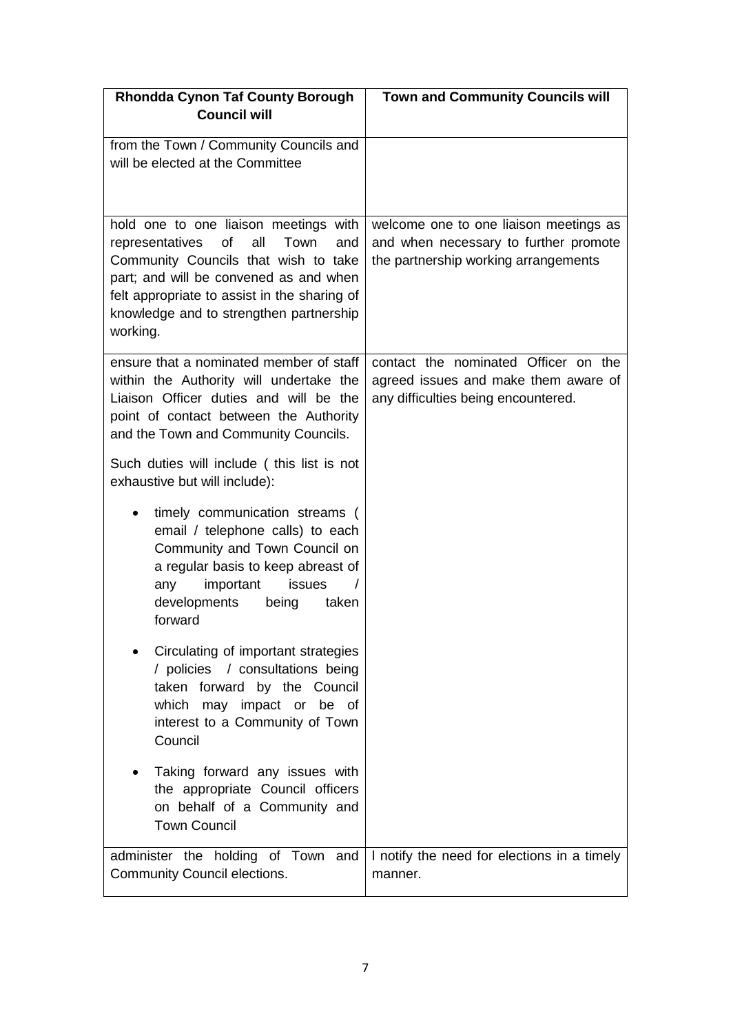| Rhondda Cynon Taf County Borough Council will | Town and Community Councils will |
|---|---|
| from the Town / Community Councils and will be elected at the Committee | |
| hold one to one liaison meetings with representatives of all Town and Community Councils that wish to take part; and will be convened as and when felt appropriate to assist in the sharing of knowledge and to strengthen partnership working. | welcome one to one liaison meetings as and when necessary to further promote the partnership working arrangements |
| ensure that a nominated member of staff within the Authority will undertake the Liaison Officer duties and will be the point of contact between the Authority and the Town and Community Councils.<br><br>Such duties will include ( this list is not exhaustive but will include):<br><br>• timely communication streams ( email / telephone calls) to each Community and Town Council on a regular basis to keep abreast of any important issues / developments being taken forward<br><br>• Circulating of important strategies / policies / consultations being taken forward by the Council which may impact or be of interest to a Community of Town Council<br><br>• Taking forward any issues with the appropriate Council officers on behalf of a Community and Town Council | contact the nominated Officer on the agreed issues and make them aware of any difficulties being encountered. |
| administer the holding of Town and Community Council elections. | I notify the need for elections in a timely manner. |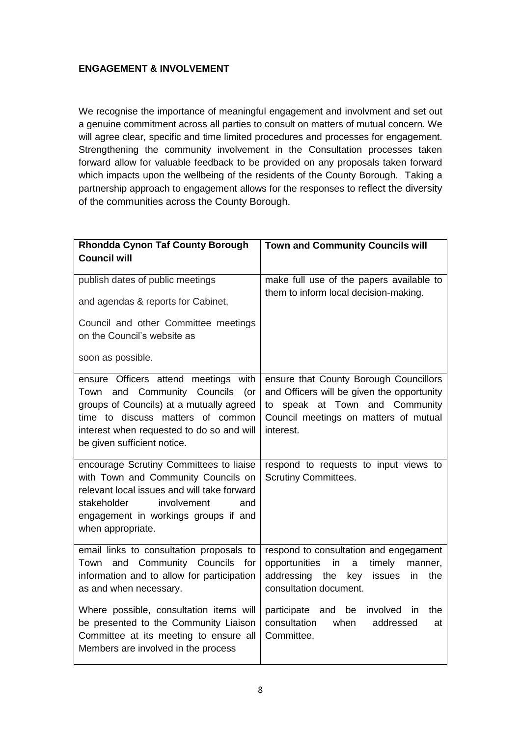**ENGAGEMENT & INVOLVEMENT**

We recognise the importance of meaningful engagement and involvment and set out a genuine commitment across all parties to consult on matters of mutual concern. We will agree clear, specific and time limited procedures and processes for engagement. Strengthening the community involvement in the Consultation processes taken forward allow for valuable feedback to be provided on any proposals taken forward which impacts upon the wellbeing of the residents of the County Borough. Taking a partnership approach to engagement allows for the responses to reflect the diversity of the communities across the County Borough.

| **Rhondda Cynon Taf County Borough Council will** | **Town and Community Councils will** |
|---|---|
| publish dates of public meetings<br><br>and agendas & reports for Cabinet,<br><br>Council and other Committee meetings on the Council's website as<br><br>soon as possible. | make full use of the papers available to them to inform local decision-making. |
| ensure Officers attend meetings with Town and Community Councils (or groups of Councils) at a mutually agreed time to discuss matters of common interest when requested to do so and will be given sufficient notice. | ensure that County Borough Councillors and Officers will be given the opportunity to speak at Town and Community Council meetings on matters of mutual interest. |
| encourage Scrutiny Committees to liaise with Town and Community Councils on relevant local issues and will take forward stakeholder involvement and engagement in workings groups if and when appropriate. | respond to requests to input views to Scrutiny Committees. |
| email links to consultation proposals to Town and Community Councils for information and to allow for participation as and when necessary.<br><br>Where possible, consultation items will be presented to the Community Liaison Committee at its meeting to ensure all Members are involved in the process | respond to consultation and engegament opportunities in a timely manner, addressing the key issues in the consultation document.<br><br>participate and be involved in the consultation when addressed at Committee. |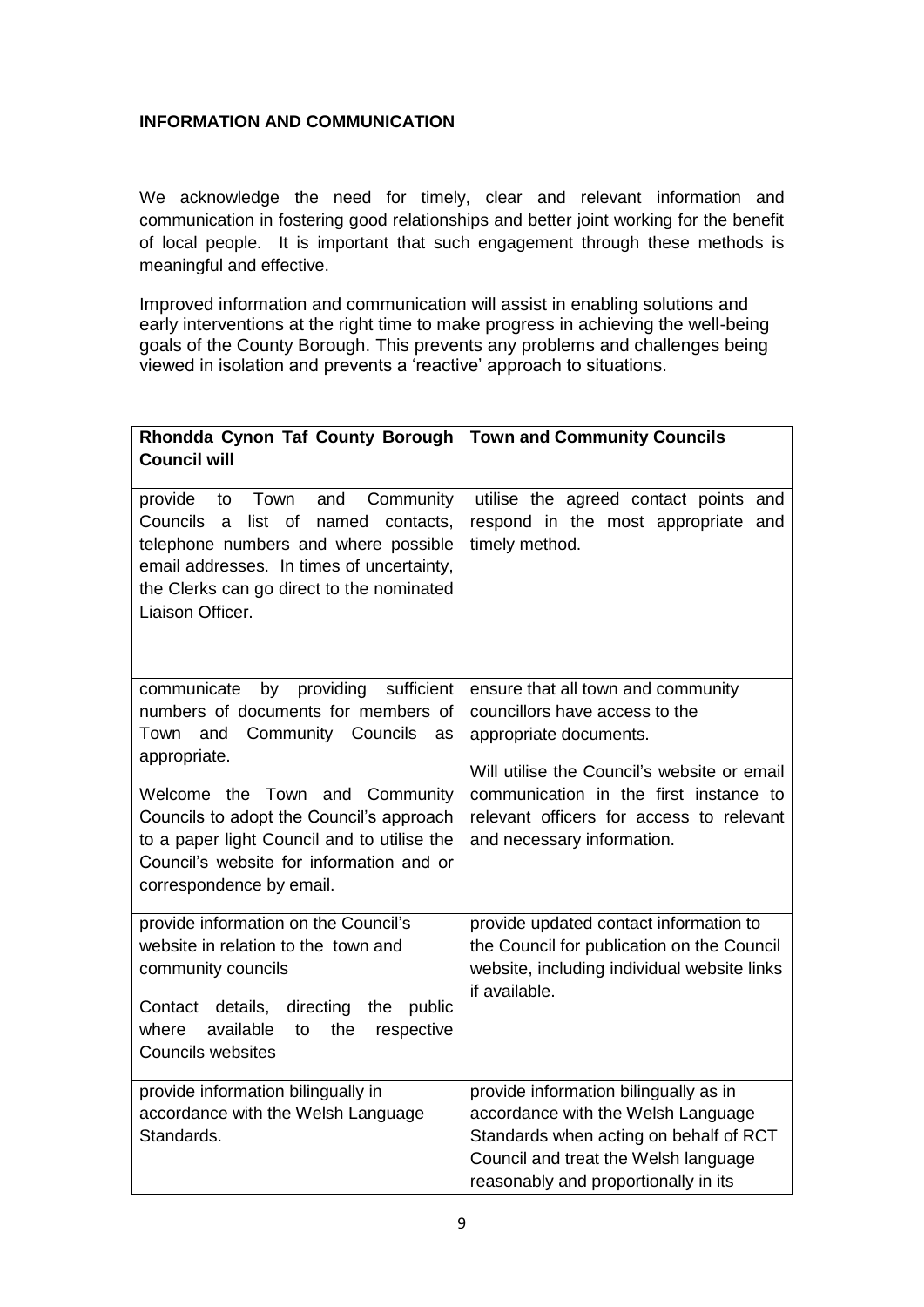**INFORMATION AND COMMUNICATION**

We acknowledge the need for timely, clear and relevant information and communication in fostering good relationships and better joint working for the benefit of local people. It is important that such engagement through these methods is meaningful and effective.

Improved information and communication will assist in enabling solutions and early interventions at the right time to make progress in achieving the well-being goals of the County Borough. This prevents any problems and challenges being viewed in isolation and prevents a 'reactive' approach to situations.

| Rhondda Cynon Taf County Borough Council will | Town and Community Councils |
|---|---|
| provide to Town and Community Councils a list of named contacts, telephone numbers and where possible email addresses. In times of uncertainty, the Clerks can go direct to the nominated Liaison Officer. | utilise the agreed contact points and respond in the most appropriate and timely method. |
| communicate by providing sufficient numbers of documents for members of Town and Community Councils as appropriate.<br><br>Welcome the Town and Community Councils to adopt the Council's approach to a paper light Council and to utilise the Council's website for information and or correspondence by email. | ensure that all town and community councillors have access to the appropriate documents.<br><br>Will utilise the Council's website or email communication in the first instance to relevant officers for access to relevant and necessary information. |
| provide information on the Council's website in relation to the town and community councils<br><br>Contact details, directing the public where available to the respective Councils websites | provide updated contact information to the Council for publication on the Council website, including individual website links if available. |
| provide information bilingually in accordance with the Welsh Language Standards. | provide information bilingually as in accordance with the Welsh Language Standards when acting on behalf of RCT Council and treat the Welsh language reasonably and proportionally in its |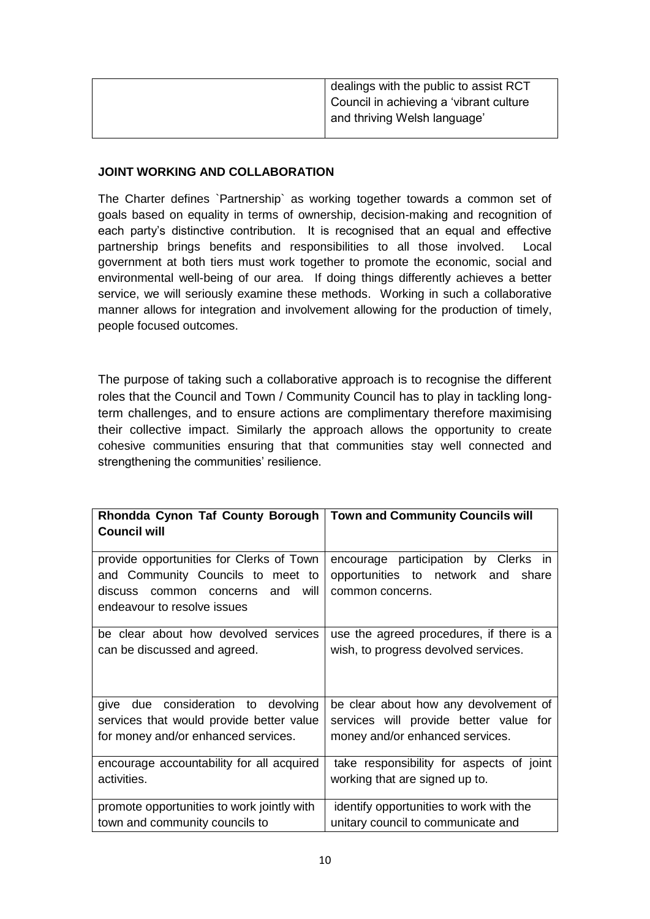| | dealings with the public to assist RCT Council in achieving a 'vibrant culture and thriving Welsh language' |
|---|---|

**JOINT WORKING AND COLLABORATION**

The Charter defines `Partnership` as working together towards a common set of goals based on equality in terms of ownership, decision-making and recognition of each party's distinctive contribution. It is recognised that an equal and effective partnership brings benefits and responsibilities to all those involved. Local government at both tiers must work together to promote the economic, social and environmental well-being of our area. If doing things differently achieves a better service, we will seriously examine these methods. Working in such a collaborative manner allows for integration and involvement allowing for the production of timely, people focused outcomes.

The purpose of taking such a collaborative approach is to recognise the different roles that the Council and Town / Community Council has to play in tackling long-term challenges, and to ensure actions are complimentary therefore maximising their collective impact. Similarly the approach allows the opportunity to create cohesive communities ensuring that that communities stay well connected and strengthening the communities' resilience.

| Rhondda Cynon Taf County Borough Council will | Town and Community Councils will |
|---|---|
| provide opportunities for Clerks of Town and Community Councils to meet to discuss common concerns and will endeavour to resolve issues | encourage participation by Clerks in opportunities to network and share common concerns. |
| be clear about how devolved services can be discussed and agreed. | use the agreed procedures, if there is a wish, to progress devolved services. |
| give due consideration to devolving services that would provide better value for money and/or enhanced services. | be clear about how any devolvement of services will provide better value for money and/or enhanced services. |
| encourage accountability for all acquired activities. | take responsibility for aspects of joint working that are signed up to. |
| promote opportunities to work jointly with town and community councils to | identify opportunities to work with the unitary council to communicate and |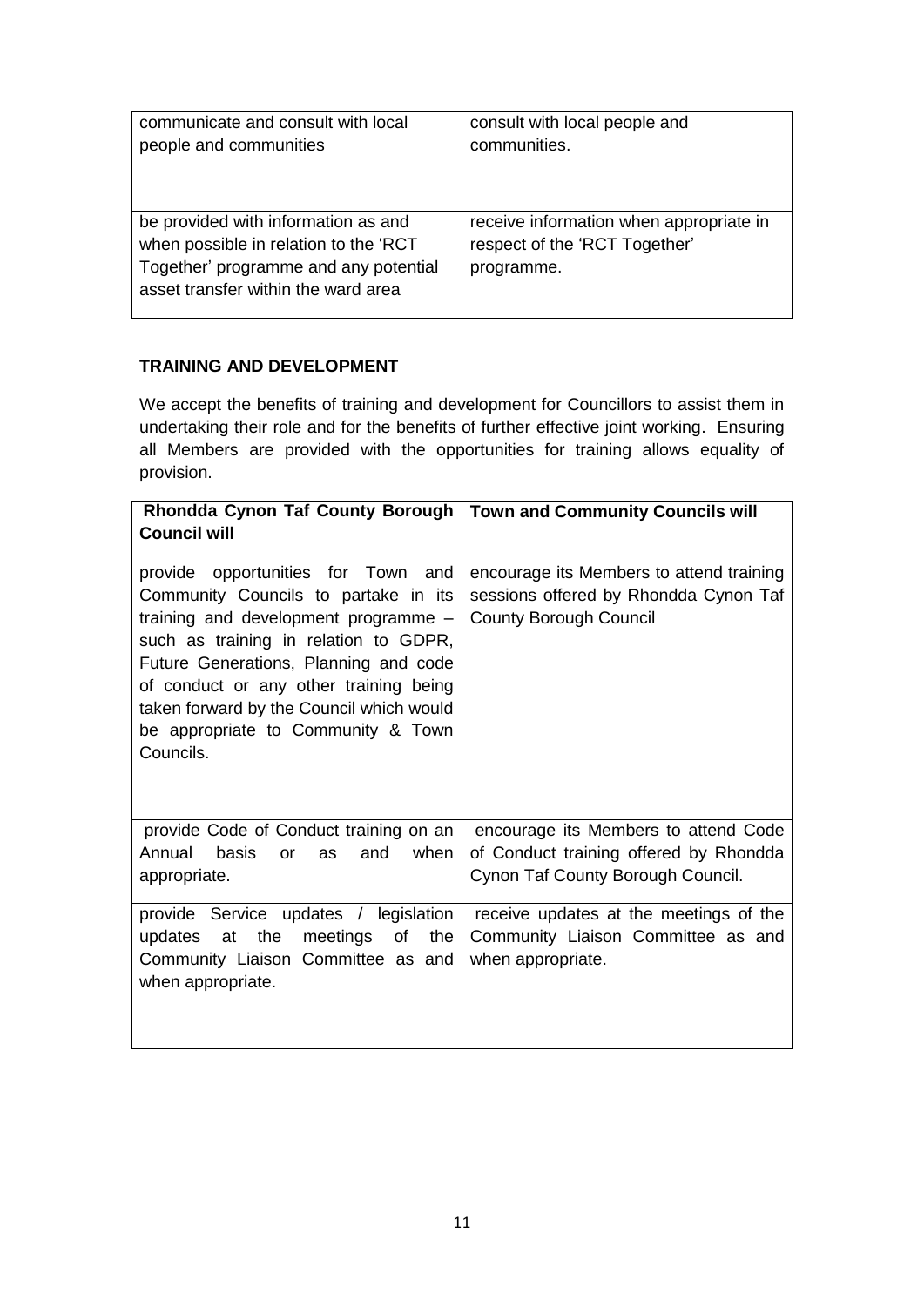| | |
|---|---|
| communicate and consult with local people and communities | consult with local people and communities. |
| be provided with information as and when possible in relation to the 'RCT Together' programme and any potential asset transfer within the ward area | receive information when appropriate in respect of the 'RCT Together' programme. |

**TRAINING AND DEVELOPMENT**

We accept the benefits of training and development for Councillors to assist them in undertaking their role and for the benefits of further effective joint working. Ensuring all Members are provided with the opportunities for training allows equality of provision.

| **Rhondda Cynon Taf County Borough Council will** | **Town and Community Councils will** |
|---|---|
| provide opportunities for Town and Community Councils to partake in its training and development programme – such as training in relation to GDPR, Future Generations, Planning and code of conduct or any other training being taken forward by the Council which would be appropriate to Community & Town Councils. | encourage its Members to attend training sessions offered by Rhondda Cynon Taf County Borough Council |
| provide Code of Conduct training on an Annual basis or as and when appropriate. | encourage its Members to attend Code of Conduct training offered by Rhondda Cynon Taf County Borough Council. |
| provide Service updates / legislation updates at the meetings of the Community Liaison Committee as and when appropriate. | receive updates at the meetings of the Community Liaison Committee as and when appropriate. |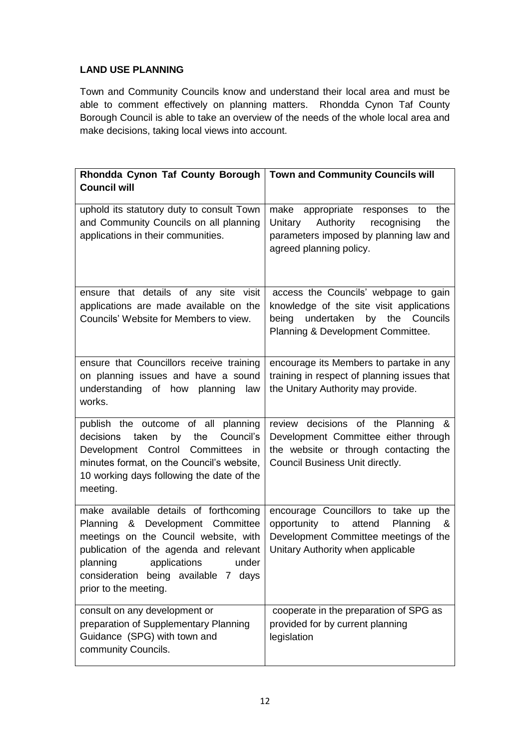## LAND USE PLANNING

Town and Community Councils know and understand their local area and must be able to comment effectively on planning matters. Rhondda Cynon Taf County Borough Council is able to take an overview of the needs of the whole local area and make decisions, taking local views into account.

| Rhondda Cynon Taf County Borough Council will | Town and Community Councils will |
|---|---|
| uphold its statutory duty to consult Town and Community Councils on all planning applications in their communities. | make appropriate responses to the Unitary Authority recognising the parameters imposed by planning law and agreed planning policy. |
| ensure that details of any site visit applications are made available on the Councils' Website for Members to view. | access the Councils' webpage to gain knowledge of the site visit applications being undertaken by the Councils Planning & Development Committee. |
| ensure that Councillors receive training on planning issues and have a sound understanding of how planning law works. | encourage its Members to partake in any training in respect of planning issues that the Unitary Authority may provide. |
| publish the outcome of all planning decisions taken by the Council's Development Control Committees in minutes format, on the Council's website, 10 working days following the date of the meeting. | review decisions of the Planning & Development Committee either through the website or through contacting the Council Business Unit directly. |
| make available details of forthcoming Planning & Development Committee meetings on the Council website, with publication of the agenda and relevant planning applications under consideration being available 7 days prior to the meeting. | encourage Councillors to take up the opportunity to attend Planning & Development Committee meetings of the Unitary Authority when applicable |
| consult on any development or preparation of Supplementary Planning Guidance (SPG) with town and community Councils. | cooperate in the preparation of SPG as provided for by current planning legislation |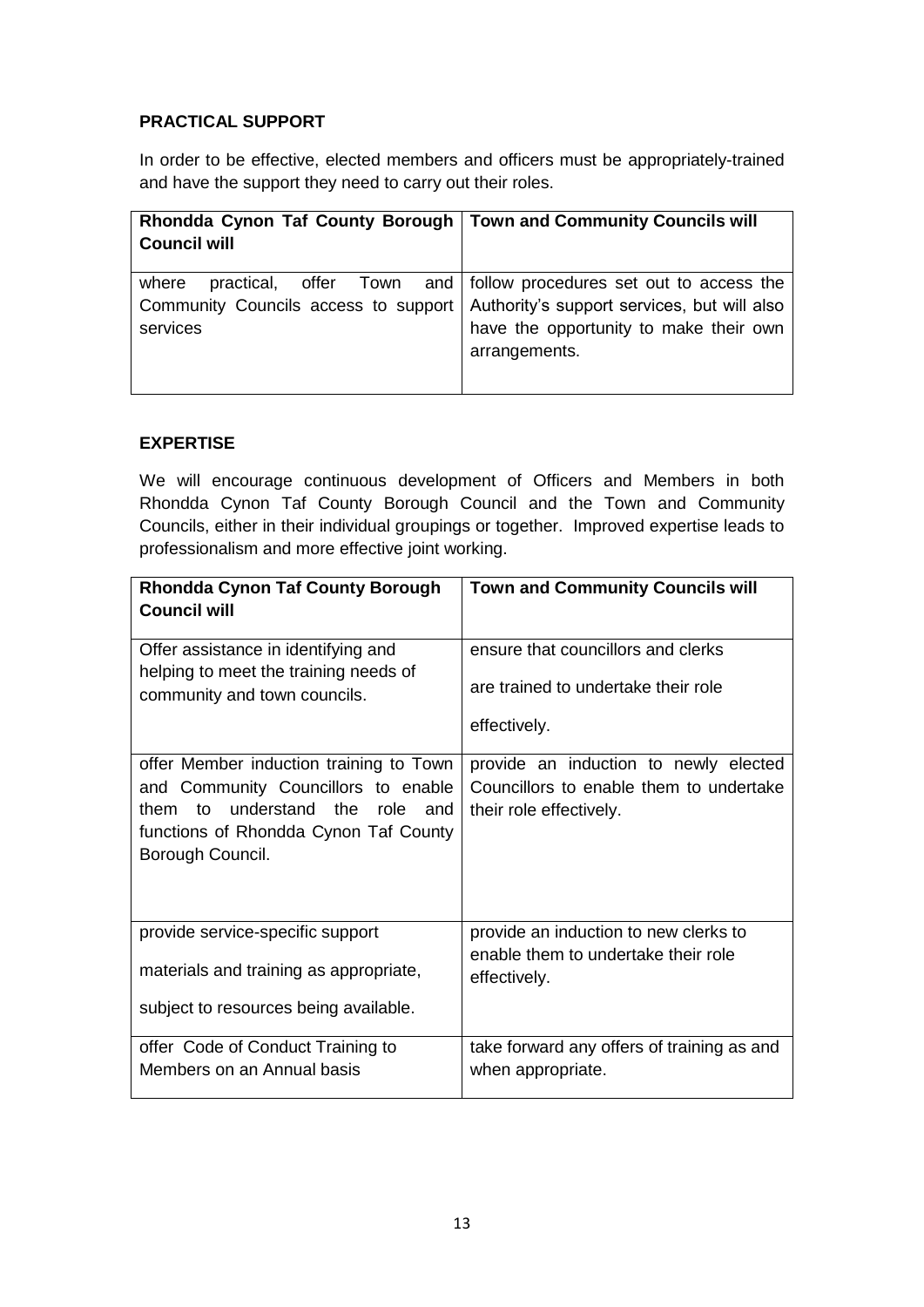## PRACTICAL SUPPORT

In order to be effective, elected members and officers must be appropriately-trained and have the support they need to carry out their roles.

| Rhondda Cynon Taf County Borough Council will | Town and Community Councils will |
|---|---|
| where practical, offer Town and Community Councils access to support services | follow procedures set out to access the Authority's support services, but will also have the opportunity to make their own arrangements. |

## EXPERTISE

We will encourage continuous development of Officers and Members in both Rhondda Cynon Taf County Borough Council and the Town and Community Councils, either in their individual groupings or together. Improved expertise leads to professionalism and more effective joint working.

| Rhondda Cynon Taf County Borough Council will | Town and Community Councils will |
|---|---|
| Offer assistance in identifying and helping to meet the training needs of community and town councils. | ensure that councillors and clerks are trained to undertake their role effectively. |
| offer Member induction training to Town and Community Councillors to enable them to understand the role and functions of Rhondda Cynon Taf County Borough Council. | provide an induction to newly elected Councillors to enable them to undertake their role effectively. |
| provide service-specific support materials and training as appropriate, subject to resources being available. | provide an induction to new clerks to enable them to undertake their role effectively. |
| offer Code of Conduct Training to Members on an Annual basis | take forward any offers of training as and when appropriate. |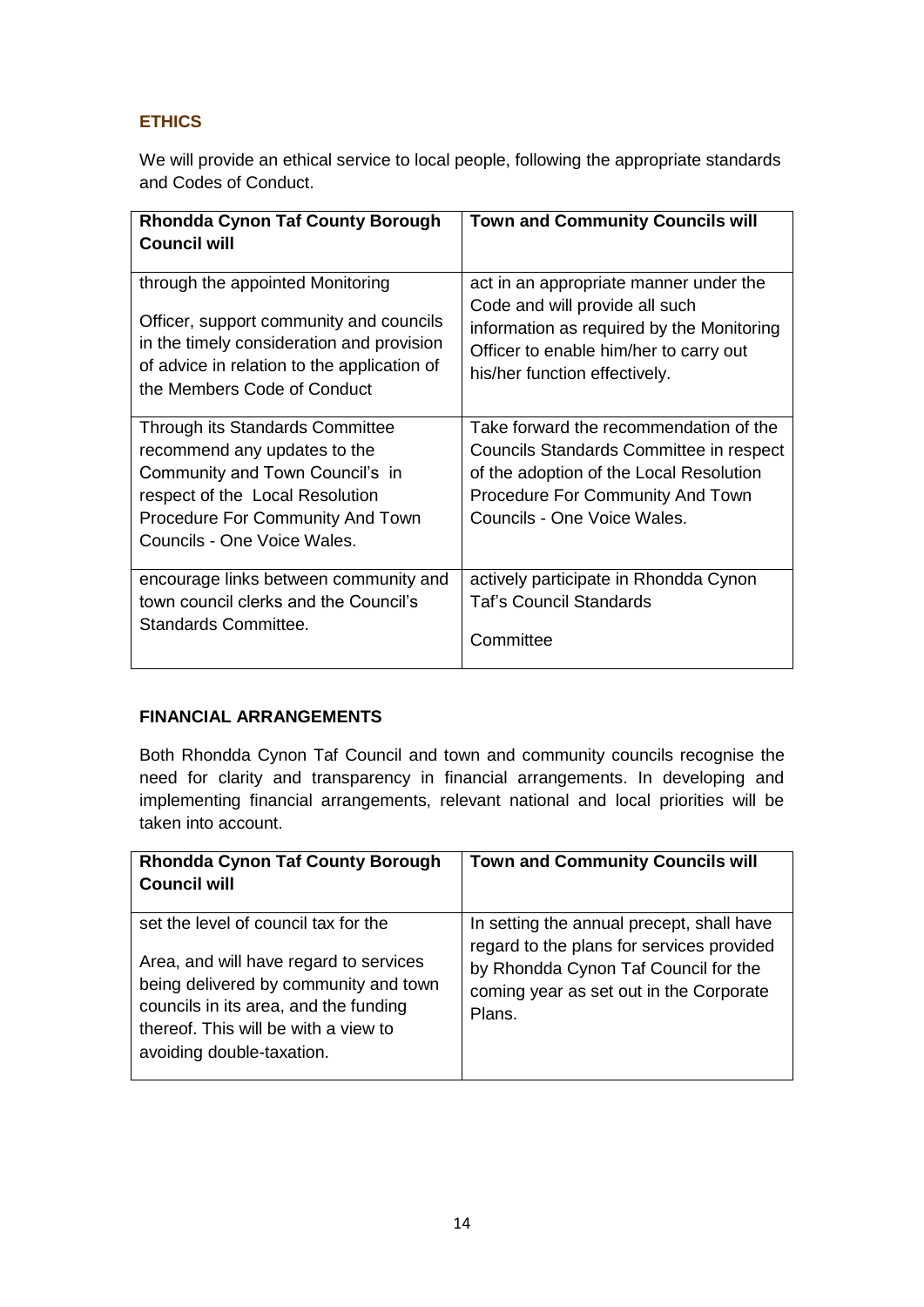## ETHICS

We will provide an ethical service to local people, following the appropriate standards and Codes of Conduct.

| Rhondda Cynon Taf County Borough Council will | Town and Community Councils will |
|---|---|
| through the appointed Monitoring Officer, support community and councils in the timely consideration and provision of advice in relation to the application of the Members Code of Conduct | act in an appropriate manner under the Code and will provide all such information as required by the Monitoring Officer to enable him/her to carry out his/her function effectively. |
| Through its Standards Committee recommend any updates to the Community and Town Council's in respect of the Local Resolution Procedure For Community And Town Councils - One Voice Wales. | Take forward the recommendation of the Councils Standards Committee in respect of the adoption of the Local Resolution Procedure For Community And Town Councils - One Voice Wales. |
| encourage links between community and town council clerks and the Council's Standards Committee. | actively participate in Rhondda Cynon Taf's Council Standards Committee |

## FINANCIAL ARRANGEMENTS

Both Rhondda Cynon Taf Council and town and community councils recognise the need for clarity and transparency in financial arrangements. In developing and implementing financial arrangements, relevant national and local priorities will be taken into account.

| Rhondda Cynon Taf County Borough Council will | Town and Community Councils will |
|---|---|
| set the level of council tax for the Area, and will have regard to services being delivered by community and town councils in its area, and the funding thereof. This will be with a view to avoiding double-taxation. | In setting the annual precept, shall have regard to the plans for services provided by Rhondda Cynon Taf Council for the coming year as set out in the Corporate Plans. |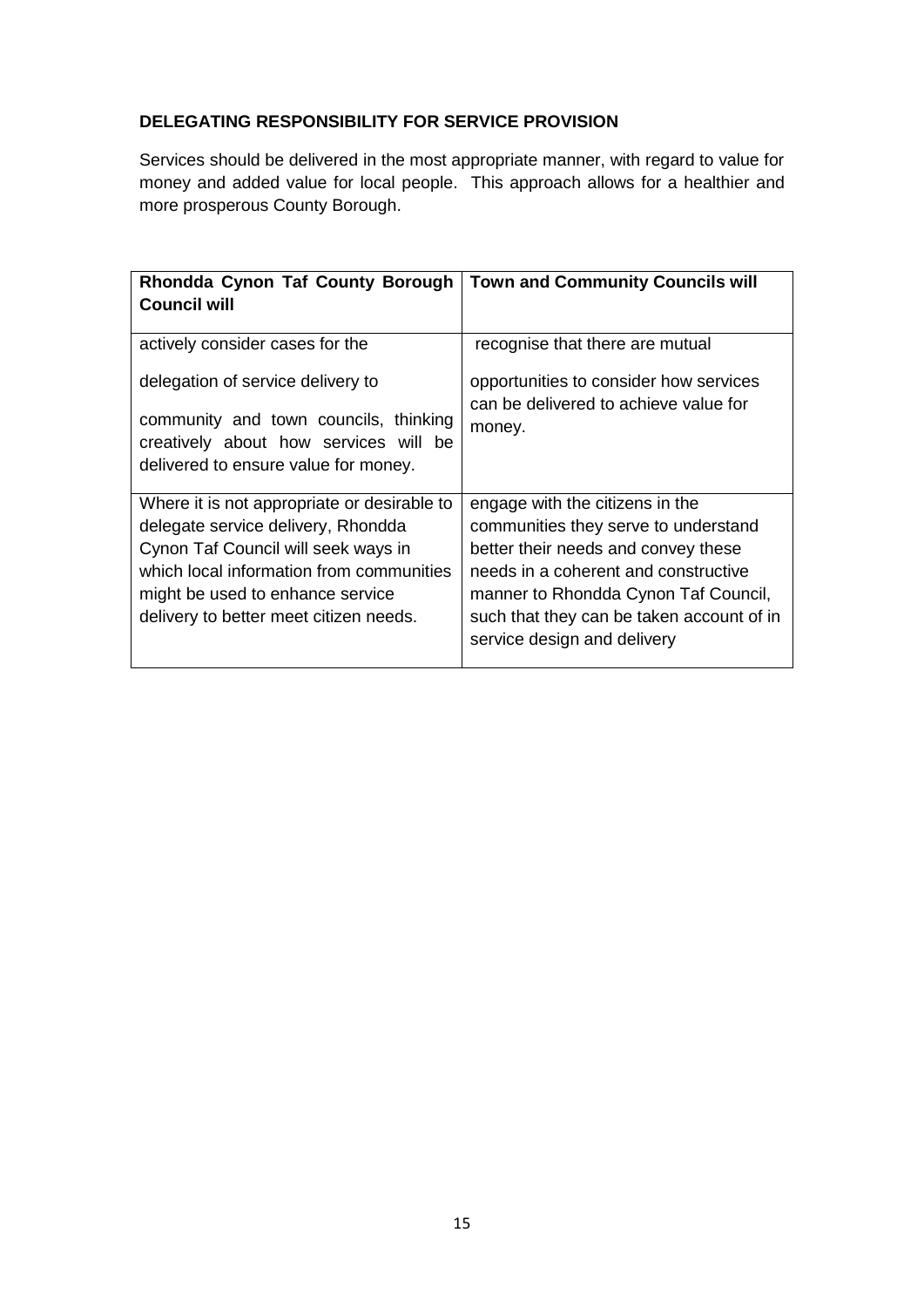## DELEGATING RESPONSIBILITY FOR SERVICE PROVISION

Services should be delivered in the most appropriate manner, with regard to value for money and added value for local people. This approach allows for a healthier and more prosperous County Borough.

| Rhondda Cynon Taf County Borough Council will | Town and Community Councils will |
|---|---|
| actively consider cases for the delegation of service delivery to community and town councils, thinking creatively about how services will be delivered to ensure value for money. | recognise that there are mutual opportunities to consider how services can be delivered to achieve value for money. |
| Where it is not appropriate or desirable to delegate service delivery, Rhondda Cynon Taf Council will seek ways in which local information from communities might be used to enhance service delivery to better meet citizen needs. | engage with the citizens in the communities they serve to understand better their needs and convey these needs in a coherent and constructive manner to Rhondda Cynon Taf Council, such that they can be taken account of in service design and delivery |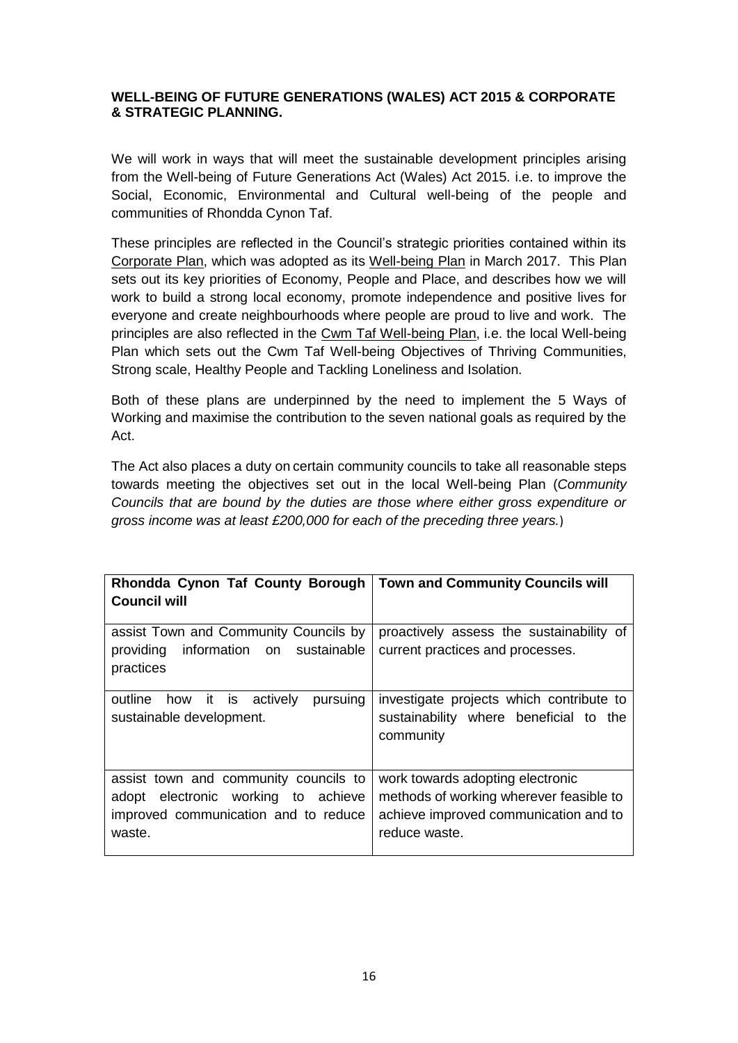**WELL-BEING OF FUTURE GENERATIONS (WALES) ACT 2015 & CORPORATE & STRATEGIC PLANNING.**

We will work in ways that will meet the sustainable development principles arising from the Well-being of Future Generations Act (Wales) Act 2015. i.e. to improve the Social, Economic, Environmental and Cultural well-being of the people and communities of Rhondda Cynon Taf.

These principles are reflected in the Council's strategic priorities contained within its Corporate Plan, which was adopted as its Well-being Plan in March 2017. This Plan sets out its key priorities of Economy, People and Place, and describes how we will work to build a strong local economy, promote independence and positive lives for everyone and create neighbourhoods where people are proud to live and work. The principles are also reflected in the Cwm Taf Well-being Plan, i.e. the local Well-being Plan which sets out the Cwm Taf Well-being Objectives of Thriving Communities, Strong scale, Healthy People and Tackling Loneliness and Isolation.

Both of these plans are underpinned by the need to implement the 5 Ways of Working and maximise the contribution to the seven national goals as required by the Act.

The Act also places a duty on certain community councils to take all reasonable steps towards meeting the objectives set out in the local Well-being Plan (*Community Councils that are bound by the duties are those where either gross expenditure or gross income was at least £200,000 for each of the preceding three years.*)

| **Rhondda Cynon Taf County Borough Council will** | **Town and Community Councils will** |
|---|---|
| assist Town and Community Councils by providing information on sustainable practices | proactively assess the sustainability of current practices and processes. |
| outline how it is actively pursuing sustainable development. | investigate projects which contribute to sustainability where beneficial to the community |
| assist town and community councils to adopt electronic working to achieve improved communication and to reduce waste. | work towards adopting electronic methods of working wherever feasible to achieve improved communication and to reduce waste. |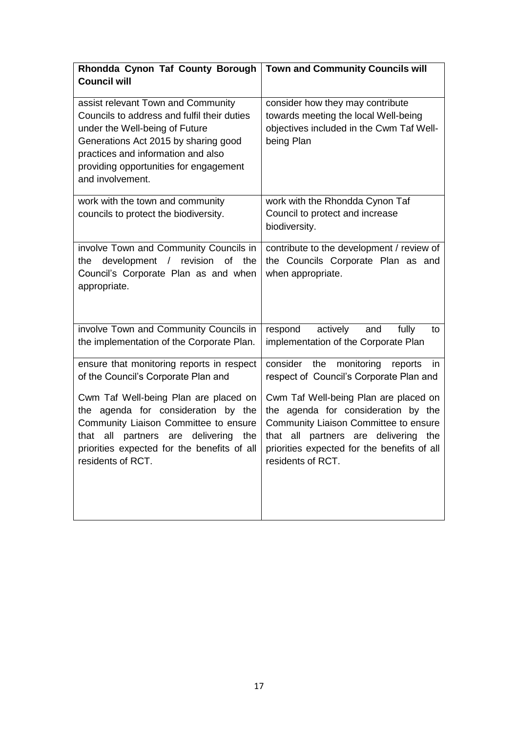| Rhondda Cynon Taf County Borough Council will | Town and Community Councils will |
|---|---|
| assist relevant Town and Community Councils to address and fulfil their duties under the Well-being of Future Generations Act 2015 by sharing good practices and information and also providing opportunities for engagement and involvement. | consider how they may contribute towards meeting the local Well-being objectives included in the Cwm Taf Well-being Plan |
| work with the town and community councils to protect the biodiversity. | work with the Rhondda Cynon Taf Council to protect and increase biodiversity. |
| involve Town and Community Councils in the development / revision of the Council's Corporate Plan as and when appropriate. | contribute to the development / review of the Councils Corporate Plan as and when appropriate. |
| involve Town and Community Councils in the implementation of the Corporate Plan. | respond actively and fully to implementation of the Corporate Plan |
| ensure that monitoring reports in respect of the Council's Corporate Plan and<br><br>Cwm Taf Well-being Plan are placed on the agenda for consideration by the Community Liaison Committee to ensure that all partners are delivering the priorities expected for the benefits of all residents of RCT. | consider the monitoring reports in respect of Council's Corporate Plan and<br><br>Cwm Taf Well-being Plan are placed on the agenda for consideration by the Community Liaison Committee to ensure that all partners are delivering the priorities expected for the benefits of all residents of RCT. |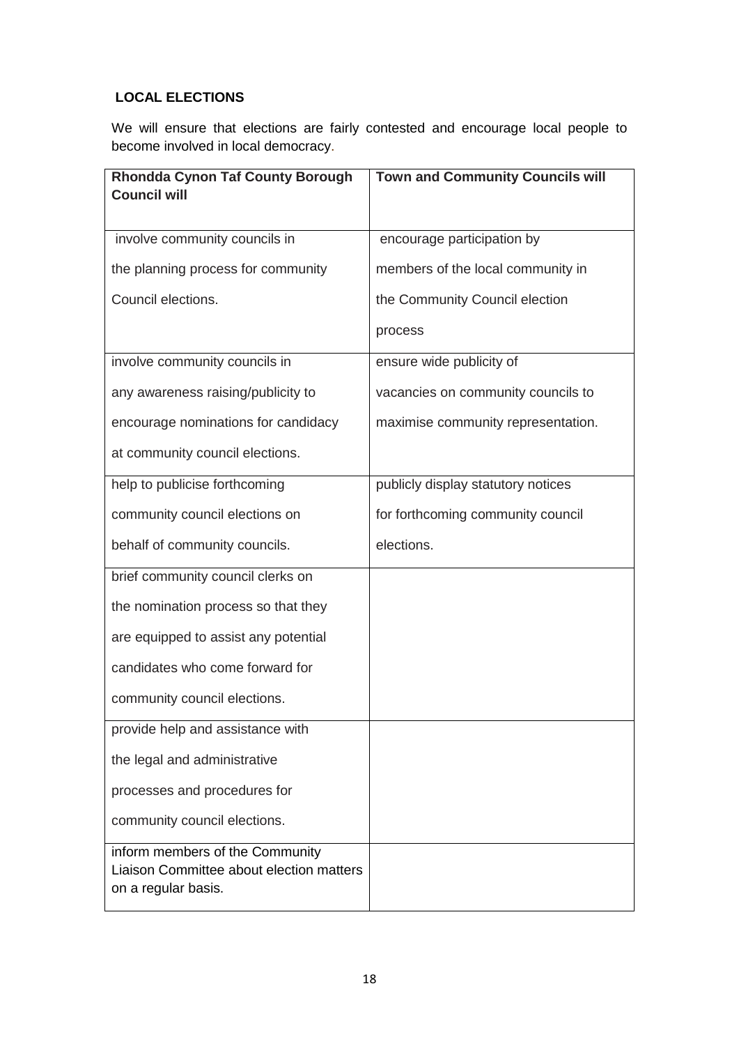## LOCAL ELECTIONS

We will ensure that elections are fairly contested and encourage local people to become involved in local democracy.

| Rhondda Cynon Taf County Borough Council will | Town and Community Councils will |
|---|---|
| involve community councils in the planning process for community Council elections. | encourage participation by members of the local community in the Community Council election process |
| involve community councils in any awareness raising/publicity to encourage nominations for candidacy at community council elections. | ensure wide publicity of vacancies on community councils to maximise community representation. |
| help to publicise forthcoming community council elections on behalf of community councils. | publicly display statutory notices for forthcoming community council elections. |
| brief community council clerks on the nomination process so that they are equipped to assist any potential candidates who come forward for community council elections. | |
| provide help and assistance with the legal and administrative processes and procedures for community council elections. | |
| inform members of the Community Liaison Committee about election matters on a regular basis. | |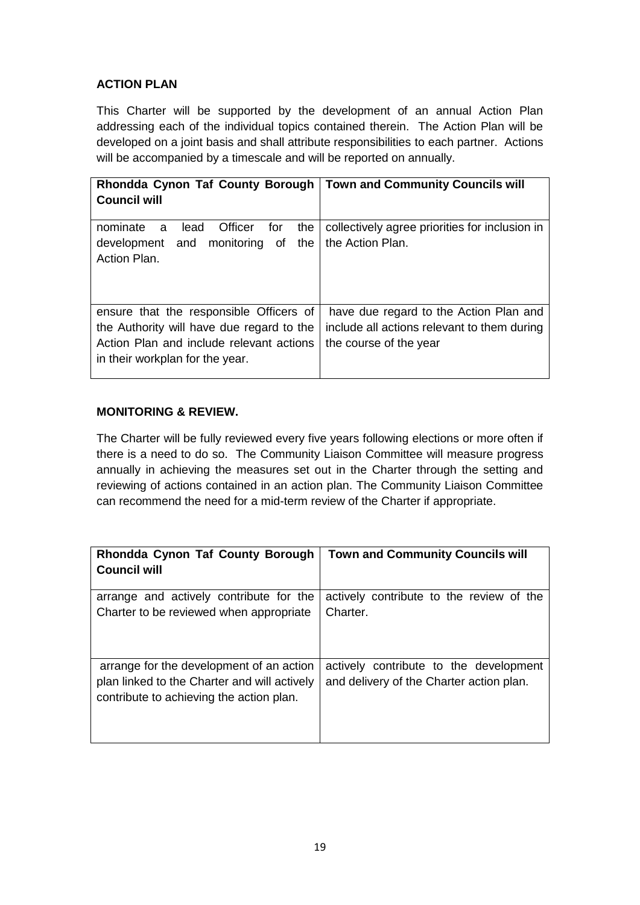**ACTION PLAN**

This Charter will be supported by the development of an annual Action Plan addressing each of the individual topics contained therein. The Action Plan will be developed on a joint basis and shall attribute responsibilities to each partner. Actions will be accompanied by a timescale and will be reported on annually.

| Rhondda Cynon Taf County Borough Council will | Town and Community Councils will |
|---|---|
| nominate a lead Officer for the development and monitoring of the Action Plan. | collectively agree priorities for inclusion in the Action Plan. |
| ensure that the responsible Officers of the Authority will have due regard to the Action Plan and include relevant actions in their workplan for the year. | have due regard to the Action Plan and include all actions relevant to them during the course of the year |

**MONITORING & REVIEW.**

The Charter will be fully reviewed every five years following elections or more often if there is a need to do so. The Community Liaison Committee will measure progress annually in achieving the measures set out in the Charter through the setting and reviewing of actions contained in an action plan. The Community Liaison Committee can recommend the need for a mid-term review of the Charter if appropriate.

| Rhondda Cynon Taf County Borough Council will | Town and Community Councils will |
|---|---|
| arrange and actively contribute for the Charter to be reviewed when appropriate | actively contribute to the review of the Charter. |
| arrange for the development of an action plan linked to the Charter and will actively contribute to achieving the action plan. | actively contribute to the development and delivery of the Charter action plan. |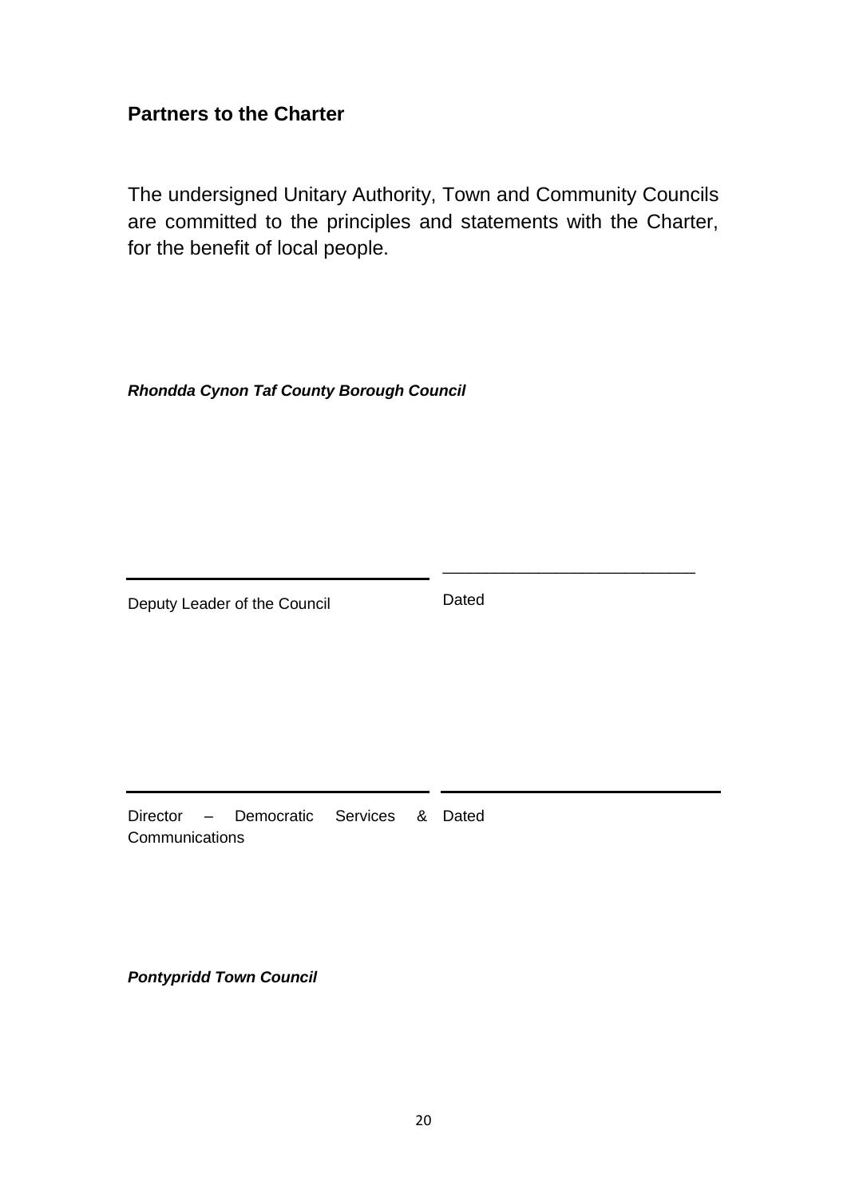## Partners to the Charter

The undersigned Unitary Authority, Town and Community Councils are committed to the principles and statements with the Charter, for the benefit of local people.

***Rhondda Cynon Taf County Borough Council***

| ______________________________ | ______________________________ |
|---|---|
| Deputy Leader of the Council | Dated |

| ______________________________ | ______________________________ |
|---|---|
| Director – Democratic Services & Communications | Dated |

***Pontypridd Town Council***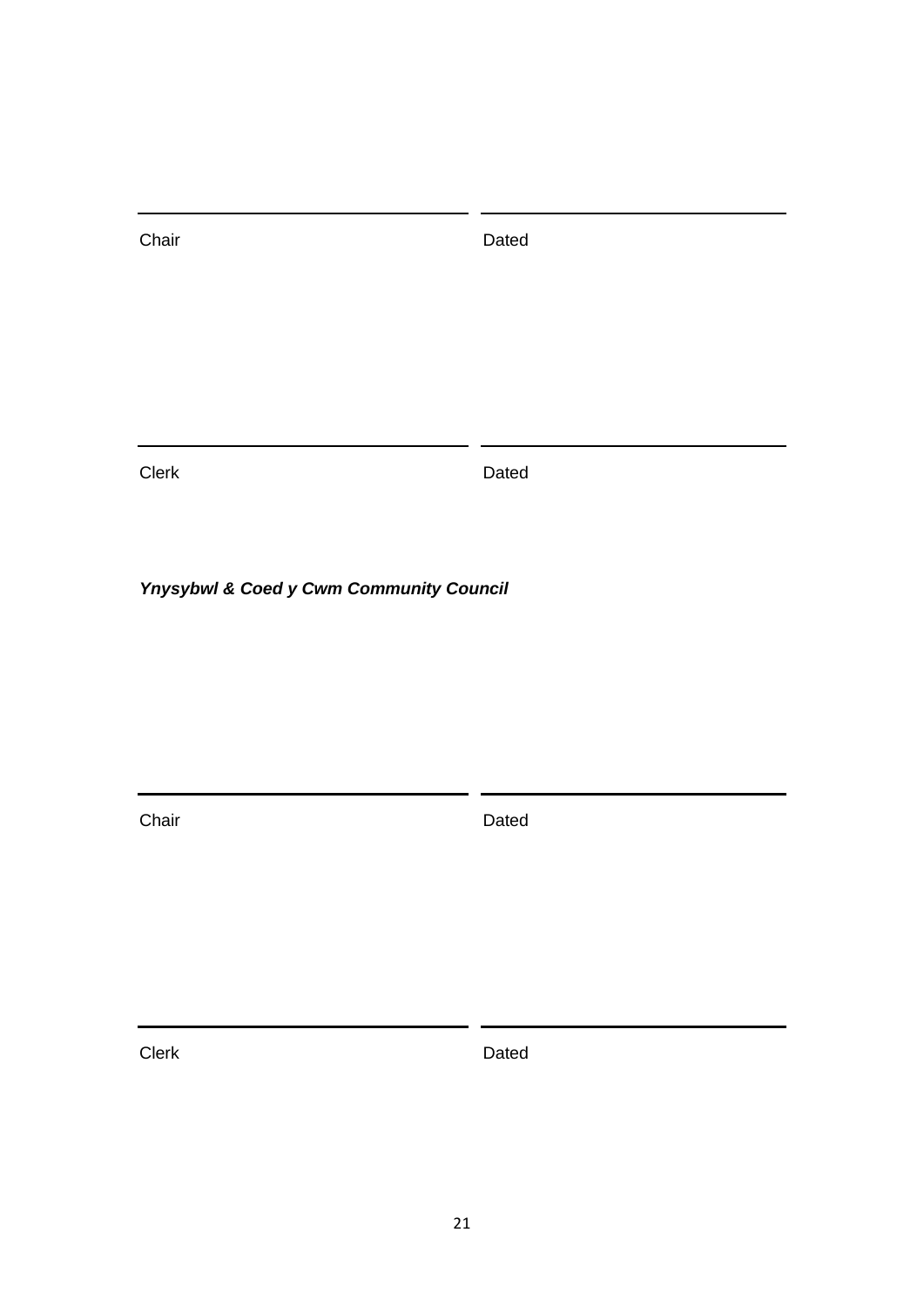| | |
|---|---|
| Chair | Dated |

| | |
|---|---|
| Clerk | Dated |

***Ynysybwl & Coed y Cwm Community Council***

| | |
|---|---|
| Chair | Dated |

| | |
|---|---|
| Clerk | Dated |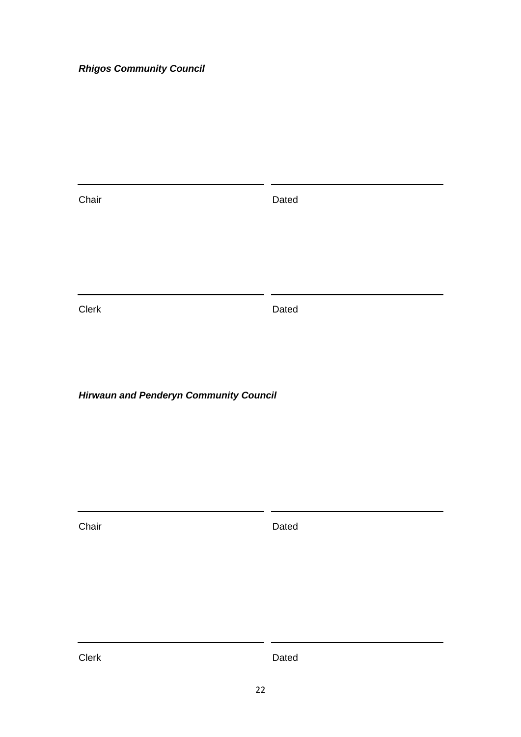***Rhigos Community Council***

| ______________________ | ______________________ |
|---|---|
| Chair | Dated |

| ______________________ | ______________________ |
|---|---|
| Clerk | Dated |

***Hirwaun and Penderyn Community Council***

| ______________________ | ______________________ |
|---|---|
| Chair | Dated |

| ______________________ | ______________________ |
|---|---|
| Clerk | Dated |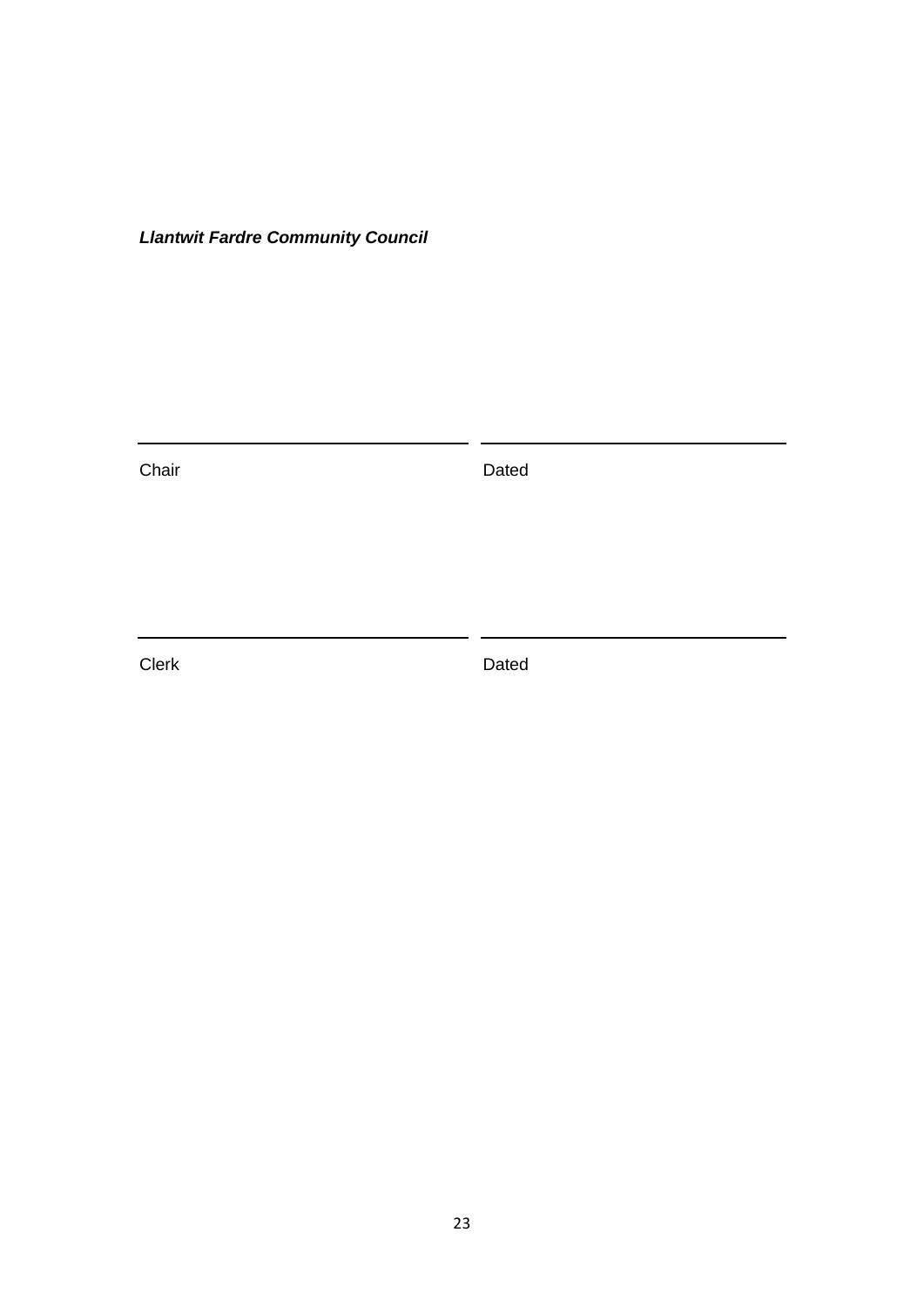***Llantwit Fardre Community Council***

| ______________________________ | ______________________________ |
|---|---|
| Chair | Dated |
| | |
| ______________________________ | ______________________________ |
| Clerk | Dated |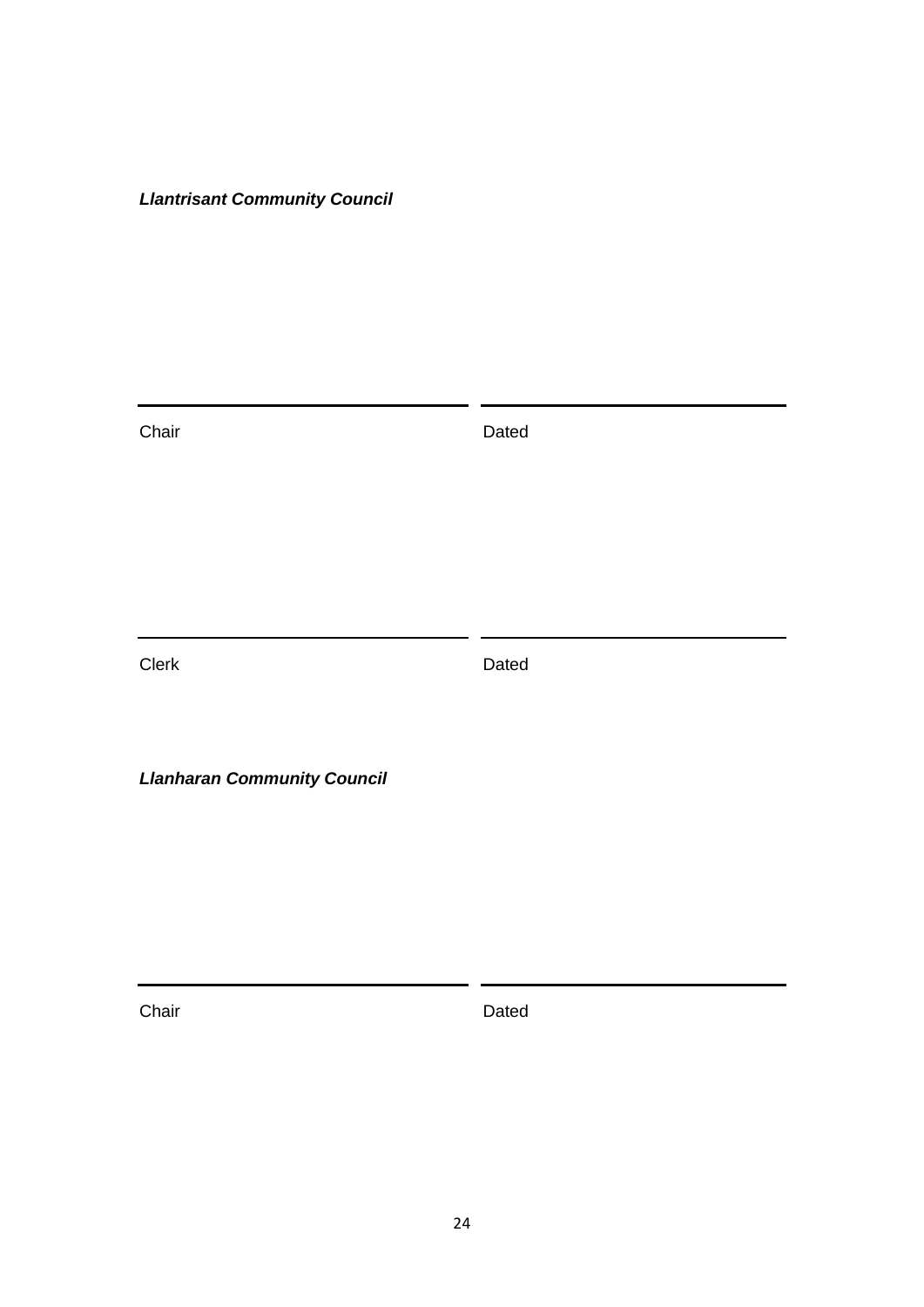***Llantrisant Community Council***

| | |
|---|---|
| Chair | Dated |

| | |
|---|---|
| Clerk | Dated |

***Llanharan Community Council***

| | |
|---|---|
| Chair | Dated |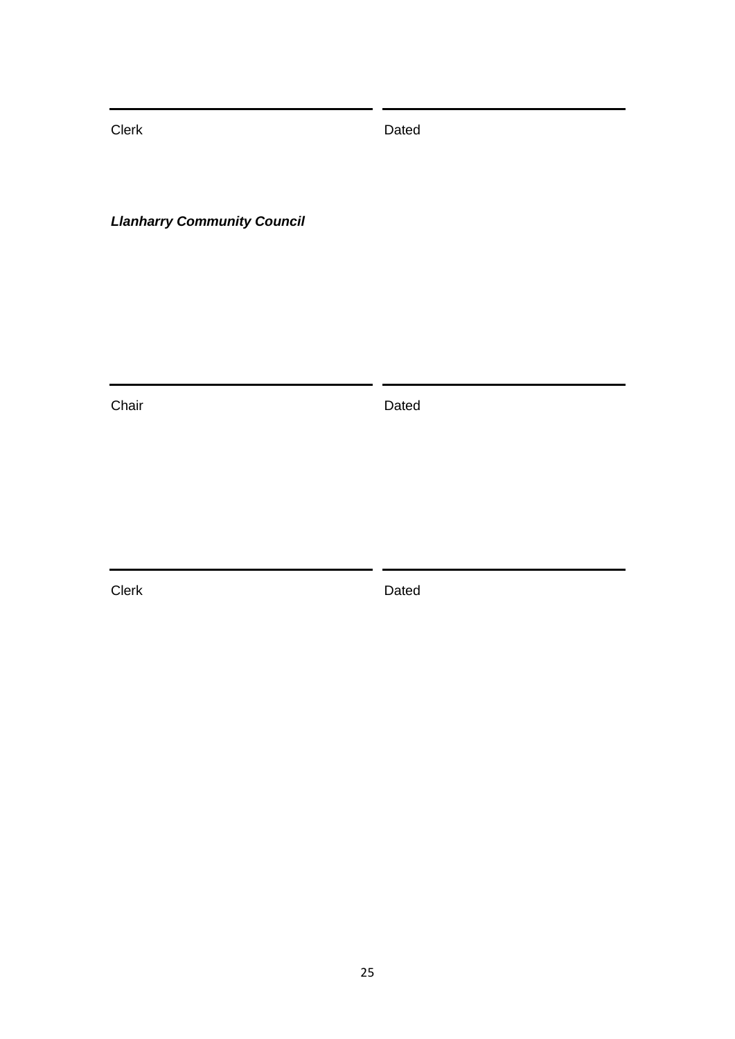\_\_\_\_\_\_\_\_\_\_\_\_\_\_\_\_\_\_\_\_\_\_\_\_\_\_\_\_ \_\_\_\_\_\_\_\_\_\_\_\_\_\_\_\_\_\_\_\_\_\_\_\_\_\_\_\_

Clerk Dated

***Llanharry Community Council***

\_\_\_\_\_\_\_\_\_\_\_\_\_\_\_\_\_\_\_\_\_\_\_\_\_\_\_\_ \_\_\_\_\_\_\_\_\_\_\_\_\_\_\_\_\_\_\_\_\_\_\_\_\_\_\_\_

Chair Dated

\_\_\_\_\_\_\_\_\_\_\_\_\_\_\_\_\_\_\_\_\_\_\_\_\_\_\_\_ \_\_\_\_\_\_\_\_\_\_\_\_\_\_\_\_\_\_\_\_\_\_\_\_\_\_\_\_

Clerk Dated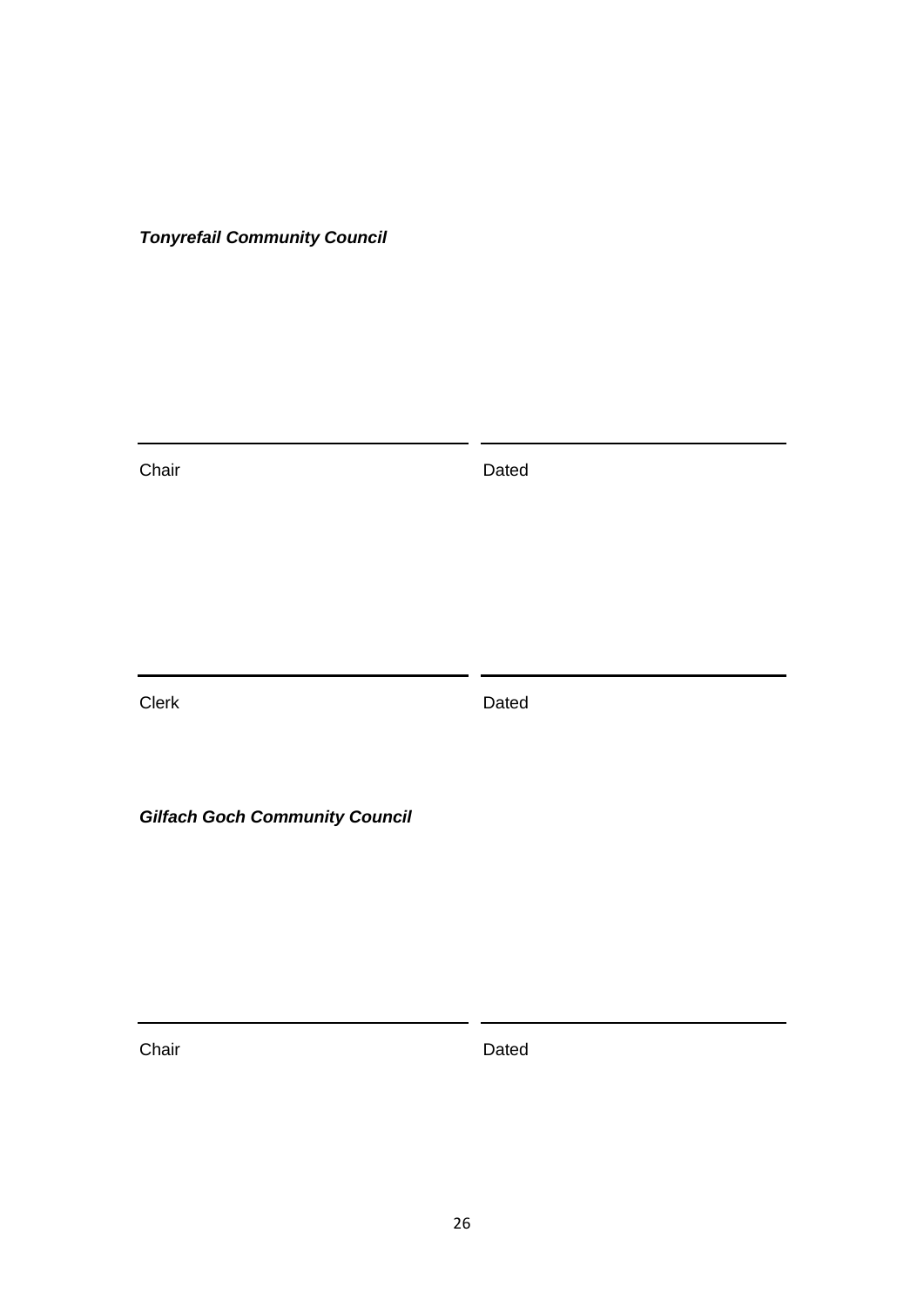***Tonyrefail Community Council***

| | |
|---|---|
| \_\_\_\_\_\_\_\_\_\_\_\_\_\_\_\_\_\_\_\_\_\_\_\_ | \_\_\_\_\_\_\_\_\_\_\_\_\_\_\_\_\_\_\_\_\_\_\_\_ |
| Chair | Dated |

| | |
|---|---|
| \_\_\_\_\_\_\_\_\_\_\_\_\_\_\_\_\_\_\_\_\_\_\_\_ | \_\_\_\_\_\_\_\_\_\_\_\_\_\_\_\_\_\_\_\_\_\_\_\_ |
| Clerk | Dated |

***Gilfach Goch Community Council***

| | |
|---|---|
| \_\_\_\_\_\_\_\_\_\_\_\_\_\_\_\_\_\_\_\_\_\_\_\_ | \_\_\_\_\_\_\_\_\_\_\_\_\_\_\_\_\_\_\_\_\_\_\_\_ |
| Chair | Dated |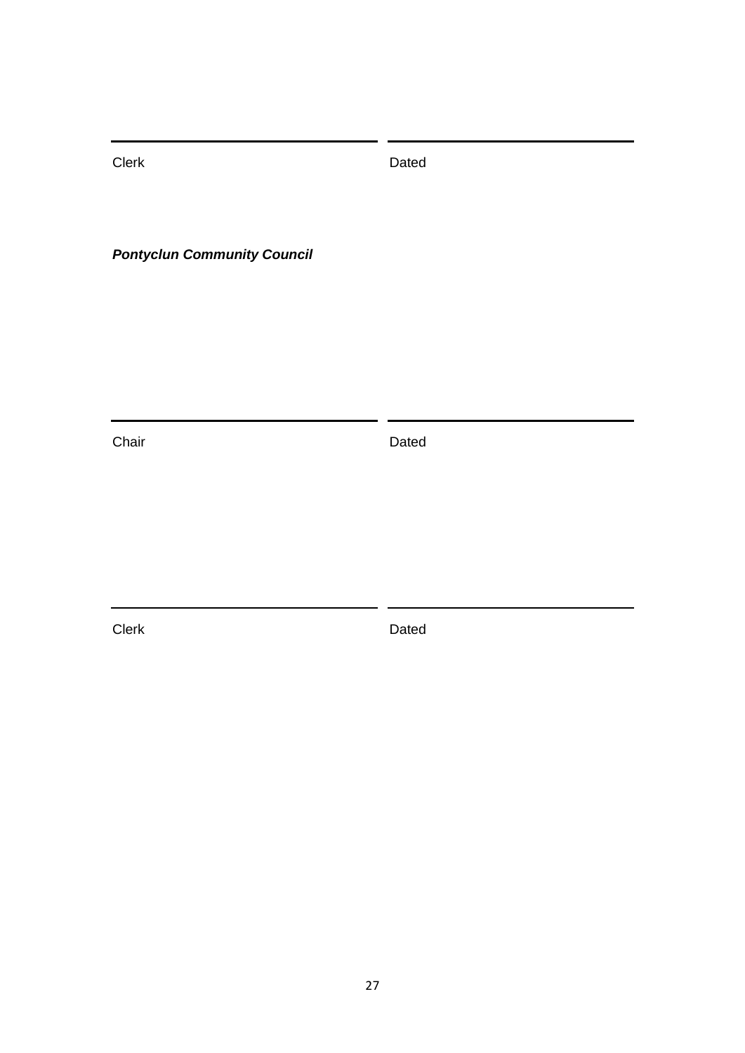\_\_\_\_\_\_\_\_\_\_\_\_\_\_\_\_\_\_\_\_\_\_\_\_\_\_\_\_ \_\_\_\_\_\_\_\_\_\_\_\_\_\_\_\_\_\_\_\_\_\_\_\_\_\_\_\_

Clerk Dated

***Pontyclun Community Council***

\_\_\_\_\_\_\_\_\_\_\_\_\_\_\_\_\_\_\_\_\_\_\_\_\_\_\_\_ \_\_\_\_\_\_\_\_\_\_\_\_\_\_\_\_\_\_\_\_\_\_\_\_\_\_\_\_

Chair Dated

\_\_\_\_\_\_\_\_\_\_\_\_\_\_\_\_\_\_\_\_\_\_\_\_\_\_\_\_ \_\_\_\_\_\_\_\_\_\_\_\_\_\_\_\_\_\_\_\_\_\_\_\_\_\_\_\_

Clerk Dated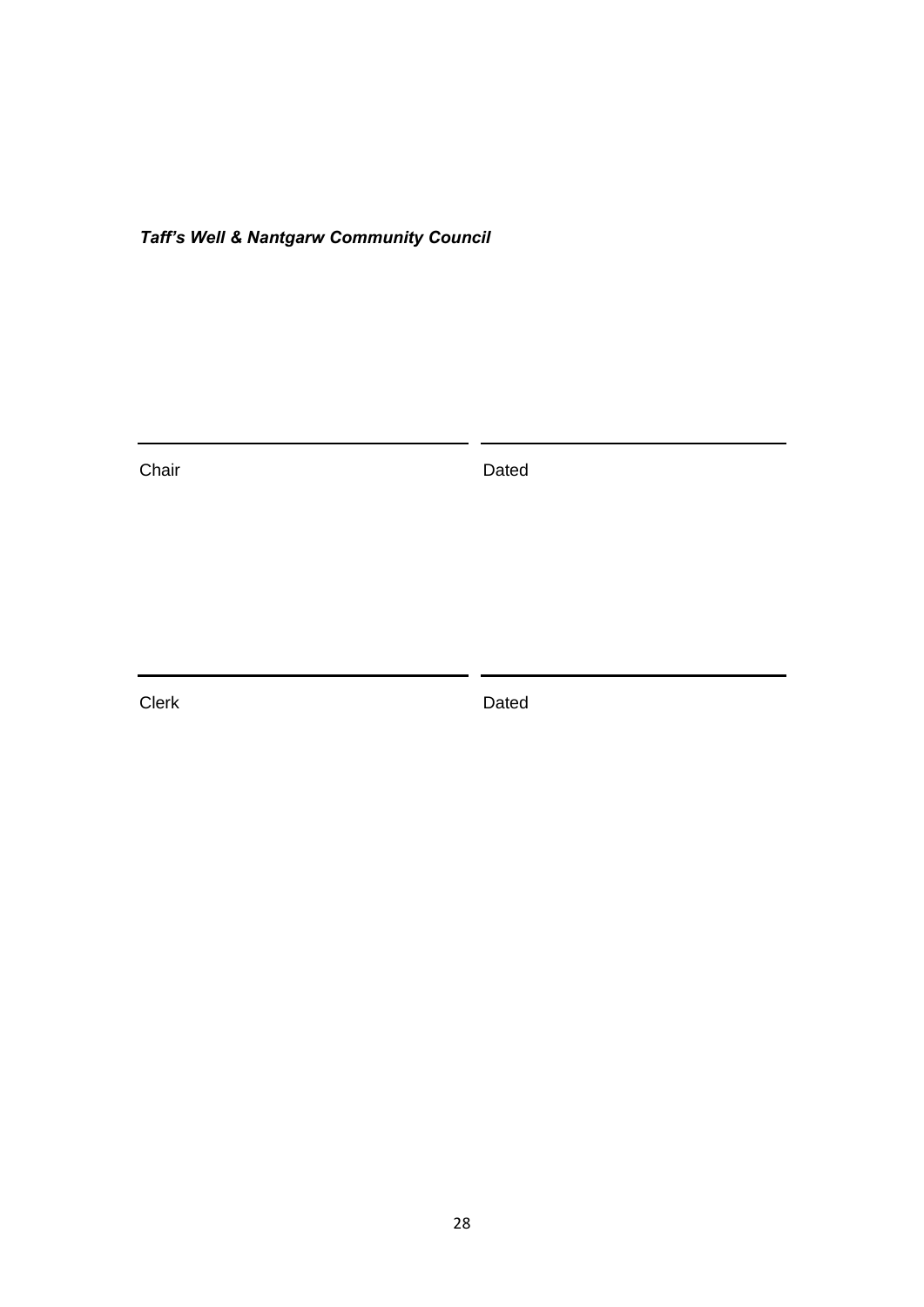***Taff's Well & Nantgarw Community Council***

| | |
|---|---|
| Chair | Dated |
| | |
| Clerk | Dated |